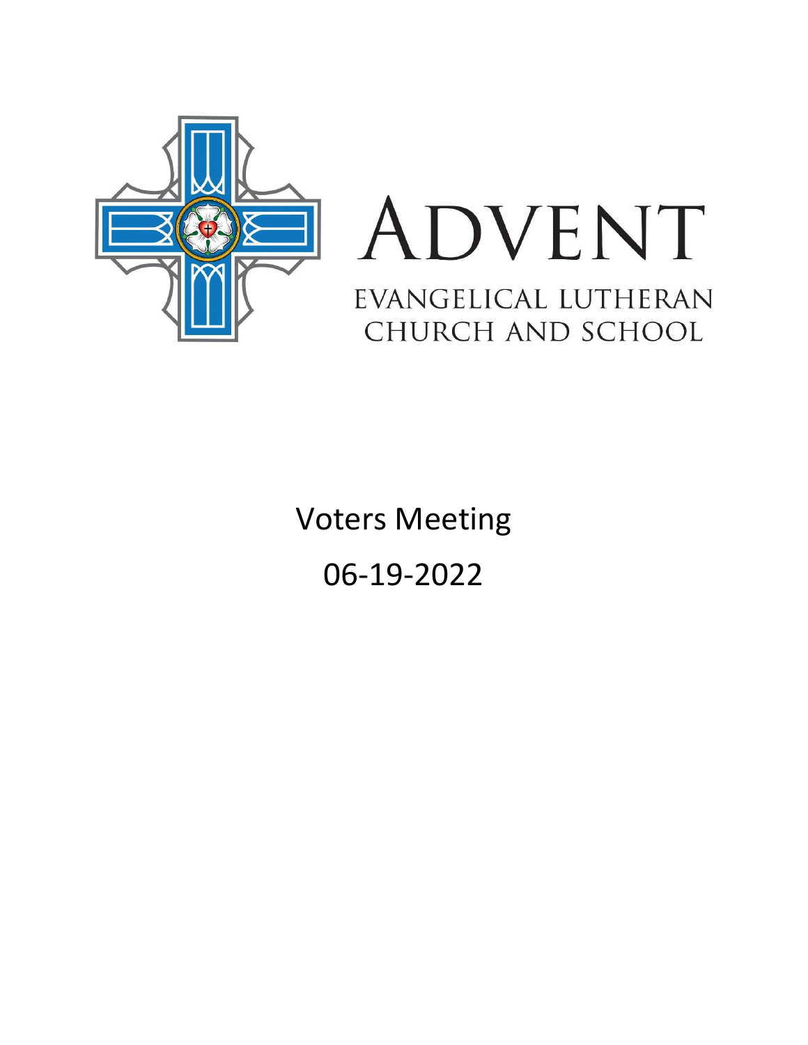# ADVENT

EVANGELICAL LUTHERAN CHURCH AND SCHOOL

Voters Meeting

06-19-2022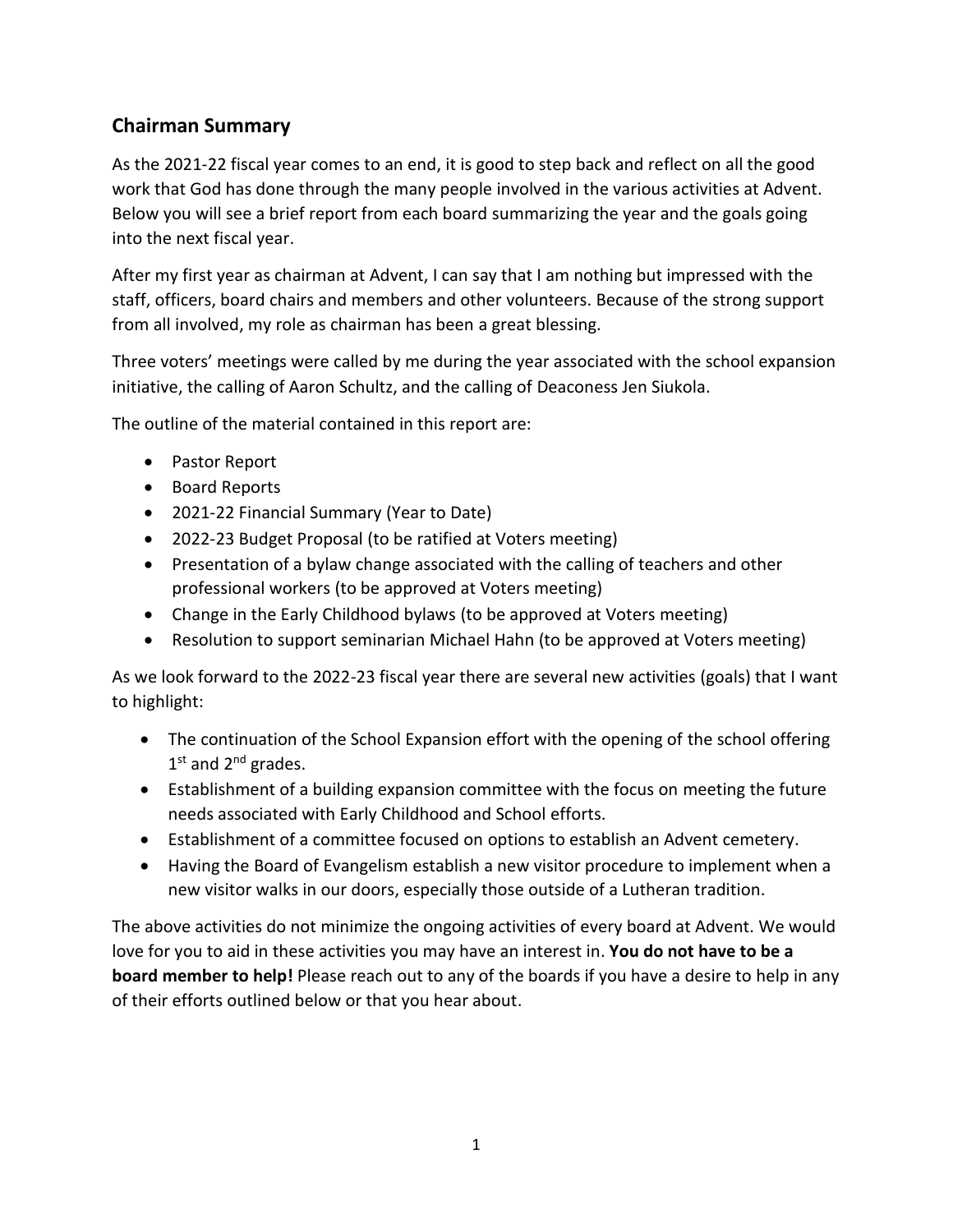## Chairman Summary

As the 2021-22 fiscal year comes to an end, it is good to step back and reflect on all the good work that God has done through the many people involved in the various activities at Advent. Below you will see a brief report from each board summarizing the year and the goals going into the next fiscal year.

After my first year as chairman at Advent, I can say that I am nothing but impressed with the staff, officers, board chairs and members and other volunteers. Because of the strong support from all involved, my role as chairman has been a great blessing.

Three voters' meetings were called by me during the year associated with the school expansion initiative, the calling of Aaron Schultz, and the calling of Deaconess Jen Siukola.

The outline of the material contained in this report are:

- Pastor Report
- Board Reports
- 2021-22 Financial Summary (Year to Date)
- 2022-23 Budget Proposal (to be ratified at Voters meeting)
- Presentation of a bylaw change associated with the calling of teachers and other professional workers (to be approved at Voters meeting)
- Change in the Early Childhood bylaws (to be approved at Voters meeting)
- Resolution to support seminarian Michael Hahn (to be approved at Voters meeting)

As we look forward to the 2022-23 fiscal year there are several new activities (goals) that I want to highlight:

- The continuation of the School Expansion effort with the opening of the school offering 1st and 2nd grades.
- Establishment of a building expansion committee with the focus on meeting the future needs associated with Early Childhood and School efforts.
- Establishment of a committee focused on options to establish an Advent cemetery.
- Having the Board of Evangelism establish a new visitor procedure to implement when a new visitor walks in our doors, especially those outside of a Lutheran tradition.

The above activities do not minimize the ongoing activities of every board at Advent. We would love for you to aid in these activities you may have an interest in. **You do not have to be a board member to help!** Please reach out to any of the boards if you have a desire to help in any of their efforts outlined below or that you hear about.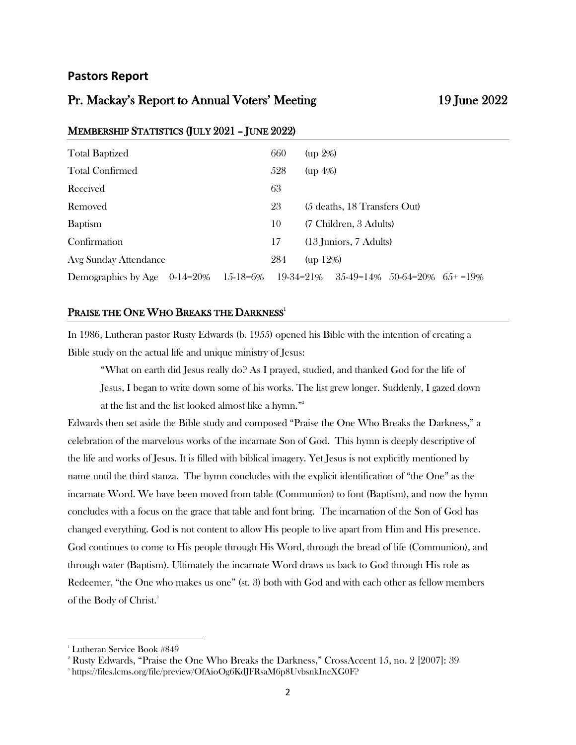## Pastors Report

## Pr. Mackay's Report to Annual Voters' Meeting 19 June 2022

### MEMBERSHIP STATISTICS (JULY 2021 – JUNE 2022)

| | | |
|---|---|---|
| Total Baptized | 660 | (up 2%) |
| Total Confirmed | 528 | (up 4%) |
| Received | 63 | |
| Removed | 23 | (5 deaths, 18 Transfers Out) |
| Baptism | 10 | (7 Children, 3 Adults) |
| Confirmation | 17 | (13 Juniors, 7 Adults) |
| Avg Sunday Attendance | 284 | (up 12%) |

Demographics by Age 0-14=20% 15-18=6% 19-34=21% 35-49=14% 50-64=20% 65+ =19%

### PRAISE THE ONE WHO BREAKS THE DARKNESS[1]

In 1986, Lutheran pastor Rusty Edwards (b. 1955) opened his Bible with the intention of creating a Bible study on the actual life and unique ministry of Jesus:

> "What on earth did Jesus really do? As I prayed, studied, and thanked God for the life of Jesus, I began to write down some of his works. The list grew longer. Suddenly, I gazed down at the list and the list looked almost like a hymn."[2]

Edwards then set aside the Bible study and composed "Praise the One Who Breaks the Darkness," a celebration of the marvelous works of the incarnate Son of God. This hymn is deeply descriptive of the life and works of Jesus. It is filled with biblical imagery. Yet Jesus is not explicitly mentioned by name until the third stanza. The hymn concludes with the explicit identification of "the One" as the incarnate Word. We have been moved from table (Communion) to font (Baptism), and now the hymn concludes with a focus on the grace that table and font bring. The incarnation of the Son of God has changed everything. God is not content to allow His people to live apart from Him and His presence. God continues to come to His people through His Word, through the bread of life (Communion), and through water (Baptism). Ultimately the incarnate Word draws us back to God through His role as Redeemer, "the One who makes us one" (st. 3) both with God and with each other as fellow members of the Body of Christ.[3]

---

[1] Lutheran Service Book #849

[2] Rusty Edwards, "Praise the One Who Breaks the Darkness," CrossAccent 15, no. 2 [2007]: 39

[3] https://files.lcms.org/file/preview/OfAioOg6KdJFRsaM6p8UvbsnkIncXG0F?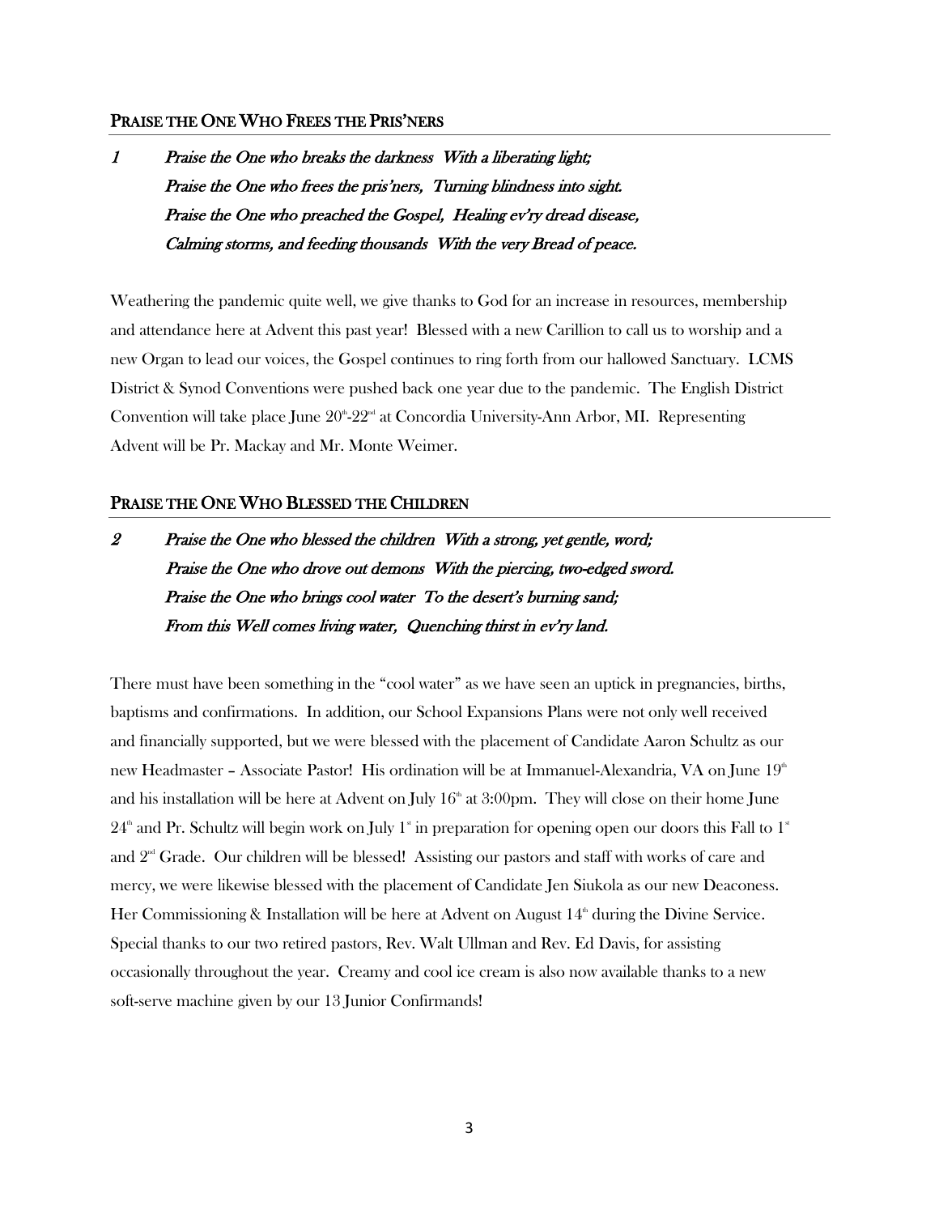## PRAISE THE ONE WHO FREES THE PRIS'NERS

*1 Praise the One who breaks the darkness With a liberating light;*
*Praise the One who frees the pris'ners, Turning blindness into sight.*
*Praise the One who preached the Gospel, Healing ev'ry dread disease,*
*Calming storms, and feeding thousands With the very Bread of peace.*

Weathering the pandemic quite well, we give thanks to God for an increase in resources, membership and attendance here at Advent this past year! Blessed with a new Carillion to call us to worship and a new Organ to lead our voices, the Gospel continues to ring forth from our hallowed Sanctuary. LCMS District & Synod Conventions were pushed back one year due to the pandemic. The English District Convention will take place June 20th-22nd at Concordia University-Ann Arbor, MI. Representing Advent will be Pr. Mackay and Mr. Monte Weimer.

## PRAISE THE ONE WHO BLESSED THE CHILDREN

*2 Praise the One who blessed the children With a strong, yet gentle, word;*
*Praise the One who drove out demons With the piercing, two-edged sword.*
*Praise the One who brings cool water To the desert's burning sand;*
*From this Well comes living water, Quenching thirst in ev'ry land.*

There must have been something in the "cool water" as we have seen an uptick in pregnancies, births, baptisms and confirmations. In addition, our School Expansions Plans were not only well received and financially supported, but we were blessed with the placement of Candidate Aaron Schultz as our new Headmaster – Associate Pastor! His ordination will be at Immanuel-Alexandria, VA on June 19th and his installation will be here at Advent on July 16th at 3:00pm. They will close on their home June 24th and Pr. Schultz will begin work on July 1st in preparation for opening open our doors this Fall to 1st and 2nd Grade. Our children will be blessed! Assisting our pastors and staff with works of care and mercy, we were likewise blessed with the placement of Candidate Jen Siukola as our new Deaconess. Her Commissioning & Installation will be here at Advent on August 14th during the Divine Service. Special thanks to our two retired pastors, Rev. Walt Ullman and Rev. Ed Davis, for assisting occasionally throughout the year. Creamy and cool ice cream is also now available thanks to a new soft-serve machine given by our 13 Junior Confirmands!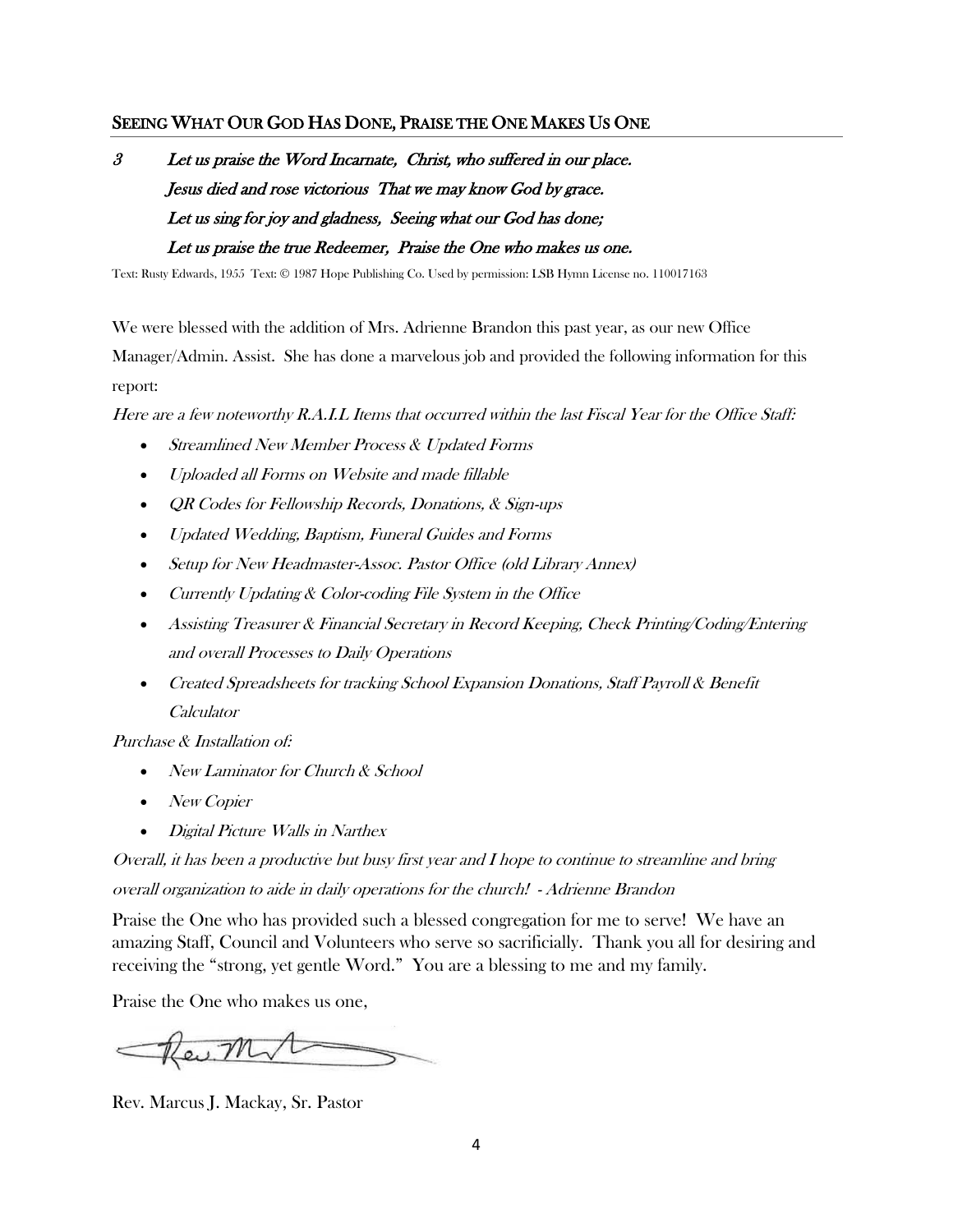## SEEING WHAT OUR GOD HAS DONE, PRAISE THE ONE MAKES US ONE

*3 Let us praise the Word Incarnate, Christ, who suffered in our place.*
*Jesus died and rose victorious That we may know God by grace.*
*Let us sing for joy and gladness, Seeing what our God has done;*
*Let us praise the true Redeemer, Praise the One who makes us one.*

Text: Rusty Edwards, 1955 Text: © 1987 Hope Publishing Co. Used by permission: LSB Hymn License no. 110017163

We were blessed with the addition of Mrs. Adrienne Brandon this past year, as our new Office Manager/Admin. Assist. She has done a marvelous job and provided the following information for this report:

*Here are a few noteworthy R.A.I.L Items that occurred within the last Fiscal Year for the Office Staff:*

- *Streamlined New Member Process & Updated Forms*
- *Uploaded all Forms on Website and made fillable*
- *QR Codes for Fellowship Records, Donations, & Sign-ups*
- *Updated Wedding, Baptism, Funeral Guides and Forms*
- *Setup for New Headmaster-Assoc. Pastor Office (old Library Annex)*
- *Currently Updating & Color-coding File System in the Office*
- *Assisting Treasurer & Financial Secretary in Record Keeping, Check Printing/Coding/Entering and overall Processes to Daily Operations*
- *Created Spreadsheets for tracking School Expansion Donations, Staff Payroll & Benefit Calculator*

*Purchase & Installation of:*

- *New Laminator for Church & School*
- *New Copier*
- *Digital Picture Walls in Narthex*

*Overall, it has been a productive but busy first year and I hope to continue to streamline and bring overall organization to aide in daily operations for the church! - Adrienne Brandon*

Praise the One who has provided such a blessed congregation for me to serve! We have an amazing Staff, Council and Volunteers who serve so sacrificially. Thank you all for desiring and receiving the "strong, yet gentle Word." You are a blessing to me and my family.

Praise the One who makes us one,

Rev. Marcus J. Mackay, Sr. Pastor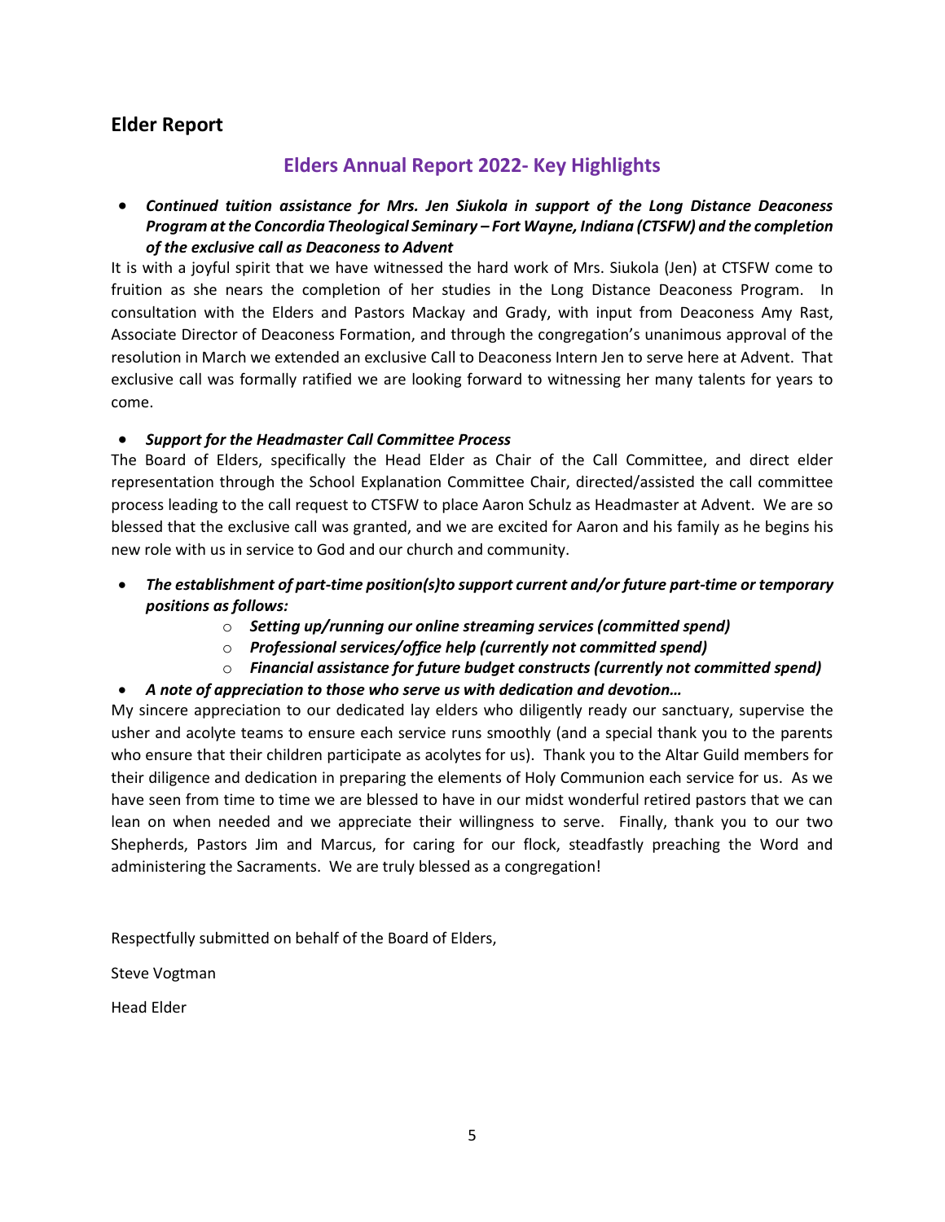## Elder Report

### Elders Annual Report 2022- Key Highlights

- ***Continued tuition assistance for Mrs. Jen Siukola in support of the Long Distance Deaconess Program at the Concordia Theological Seminary – Fort Wayne, Indiana (CTSFW) and the completion of the exclusive call as Deaconess to Advent***

It is with a joyful spirit that we have witnessed the hard work of Mrs. Siukola (Jen) at CTSFW come to fruition as she nears the completion of her studies in the Long Distance Deaconess Program. In consultation with the Elders and Pastors Mackay and Grady, with input from Deaconess Amy Rast, Associate Director of Deaconess Formation, and through the congregation's unanimous approval of the resolution in March we extended an exclusive Call to Deaconess Intern Jen to serve here at Advent. That exclusive call was formally ratified we are looking forward to witnessing her many talents for years to come.

- ***Support for the Headmaster Call Committee Process***

The Board of Elders, specifically the Head Elder as Chair of the Call Committee, and direct elder representation through the School Explanation Committee Chair, directed/assisted the call committee process leading to the call request to CTSFW to place Aaron Schulz as Headmaster at Advent. We are so blessed that the exclusive call was granted, and we are excited for Aaron and his family as he begins his new role with us in service to God and our church and community.

- ***The establishment of part-time position(s)to support current and/or future part-time or temporary positions as follows:***
    - ***Setting up/running our online streaming services (committed spend)***
    - ***Professional services/office help (currently not committed spend)***
    - ***Financial assistance for future budget constructs (currently not committed spend)***
- ***A note of appreciation to those who serve us with dedication and devotion…***

My sincere appreciation to our dedicated lay elders who diligently ready our sanctuary, supervise the usher and acolyte teams to ensure each service runs smoothly (and a special thank you to the parents who ensure that their children participate as acolytes for us). Thank you to the Altar Guild members for their diligence and dedication in preparing the elements of Holy Communion each service for us. As we have seen from time to time we are blessed to have in our midst wonderful retired pastors that we can lean on when needed and we appreciate their willingness to serve. Finally, thank you to our two Shepherds, Pastors Jim and Marcus, for caring for our flock, steadfastly preaching the Word and administering the Sacraments. We are truly blessed as a congregation!

Respectfully submitted on behalf of the Board of Elders,

Steve Vogtman

Head Elder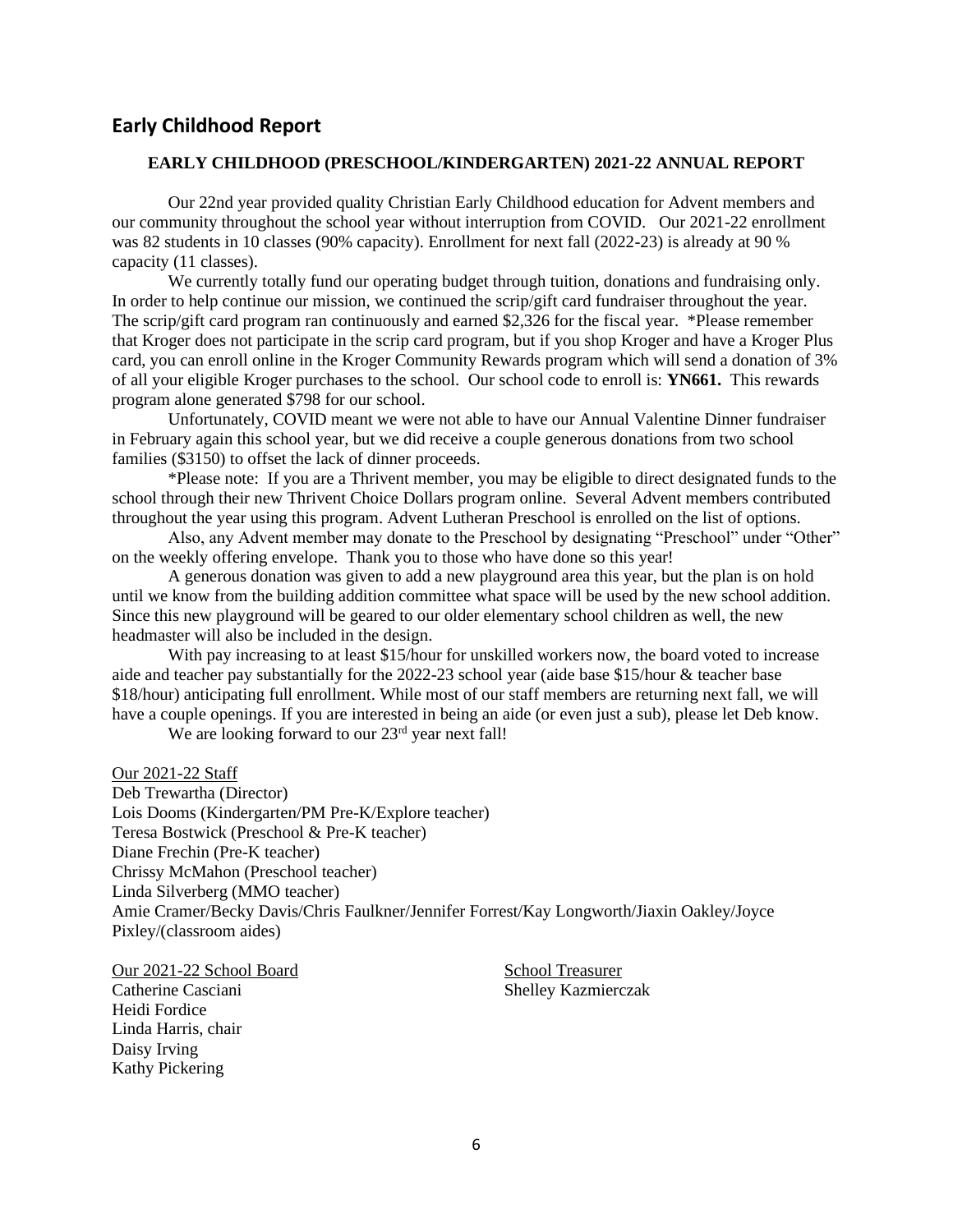## Early Childhood Report

### EARLY CHILDHOOD (PRESCHOOL/KINDERGARTEN) 2021-22 ANNUAL REPORT

Our 22nd year provided quality Christian Early Childhood education for Advent members and our community throughout the school year without interruption from COVID. Our 2021-22 enrollment was 82 students in 10 classes (90% capacity). Enrollment for next fall (2022-23) is already at 90 % capacity (11 classes).

We currently totally fund our operating budget through tuition, donations and fundraising only. In order to help continue our mission, we continued the scrip/gift card fundraiser throughout the year. The scrip/gift card program ran continuously and earned $2,326 for the fiscal year. *Please remember that Kroger does not participate in the scrip card program, but if you shop Kroger and have a Kroger Plus card, you can enroll online in the Kroger Community Rewards program which will send a donation of 3% of all your eligible Kroger purchases to the school. Our school code to enroll is: **YN661.** This rewards program alone generated $798 for our school.

Unfortunately, COVID meant we were not able to have our Annual Valentine Dinner fundraiser in February again this school year, but we did receive a couple generous donations from two school families ($3150) to offset the lack of dinner proceeds.

*Please note: If you are a Thrivent member, you may be eligible to direct designated funds to the school through their new Thrivent Choice Dollars program online. Several Advent members contributed throughout the year using this program. Advent Lutheran Preschool is enrolled on the list of options.

Also, any Advent member may donate to the Preschool by designating "Preschool" under "Other" on the weekly offering envelope. Thank you to those who have done so this year!

A generous donation was given to add a new playground area this year, but the plan is on hold until we know from the building addition committee what space will be used by the new school addition. Since this new playground will be geared to our older elementary school children as well, the new headmaster will also be included in the design.

With pay increasing to at least $15/hour for unskilled workers now, the board voted to increase aide and teacher pay substantially for the 2022-23 school year (aide base $15/hour & teacher base $18/hour) anticipating full enrollment. While most of our staff members are returning next fall, we will have a couple openings. If you are interested in being an aide (or even just a sub), please let Deb know.

We are looking forward to our 23rd year next fall!

Our 2021-22 Staff
Deb Trewartha (Director)
Lois Dooms (Kindergarten/PM Pre-K/Explore teacher)
Teresa Bostwick (Preschool & Pre-K teacher)
Diane Frechin (Pre-K teacher)
Chrissy McMahon (Preschool teacher)
Linda Silverberg (MMO teacher)
Amie Cramer/Becky Davis/Chris Faulkner/Jennifer Forrest/Kay Longworth/Jiaxin Oakley/Joyce Pixley/(classroom aides)

Our 2021-22 School Board
Catherine Casciani
Heidi Fordice
Linda Harris, chair
Daisy Irving
Kathy Pickering

School Treasurer
Shelley Kazmierczak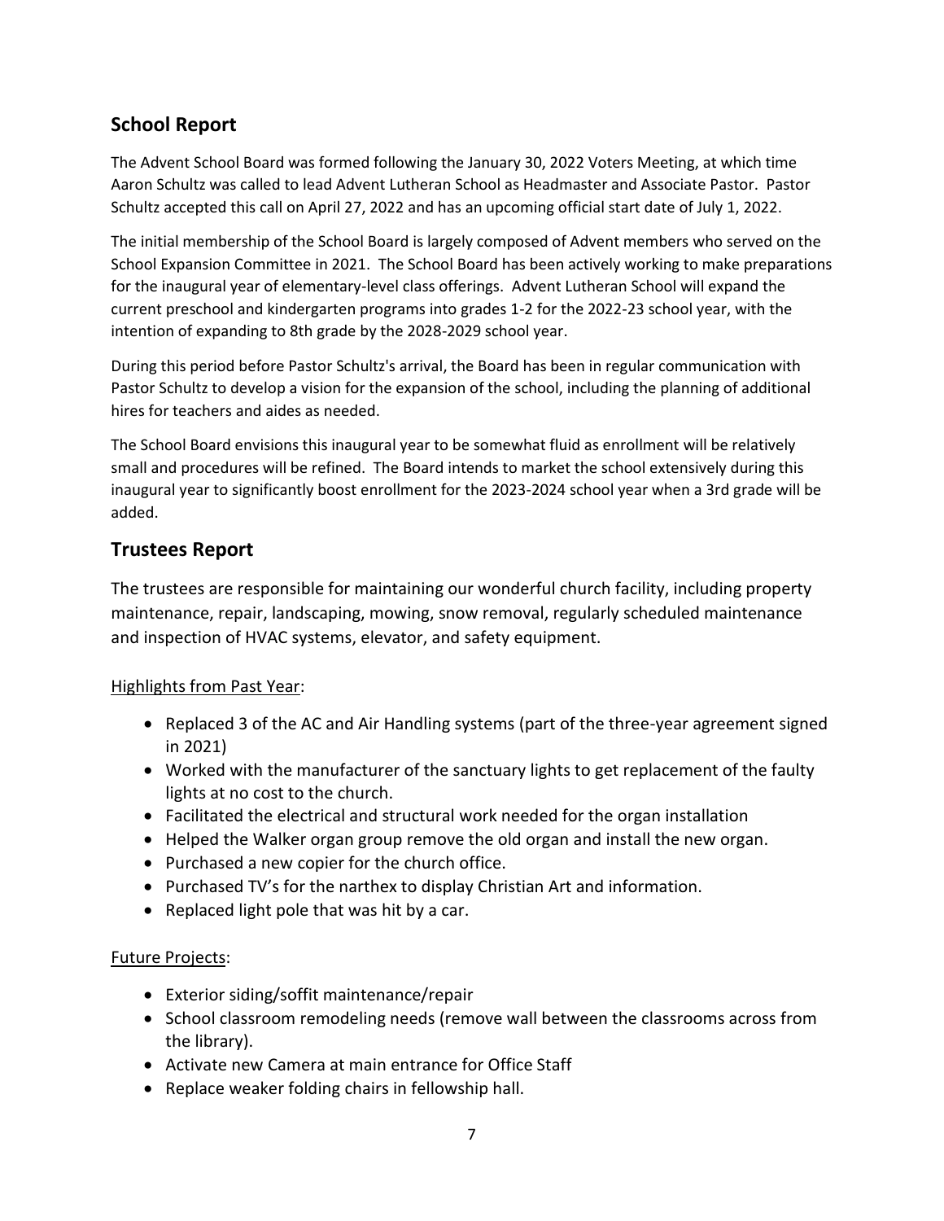## School Report

The Advent School Board was formed following the January 30, 2022 Voters Meeting, at which time Aaron Schultz was called to lead Advent Lutheran School as Headmaster and Associate Pastor. Pastor Schultz accepted this call on April 27, 2022 and has an upcoming official start date of July 1, 2022.

The initial membership of the School Board is largely composed of Advent members who served on the School Expansion Committee in 2021. The School Board has been actively working to make preparations for the inaugural year of elementary-level class offerings. Advent Lutheran School will expand the current preschool and kindergarten programs into grades 1-2 for the 2022-23 school year, with the intention of expanding to 8th grade by the 2028-2029 school year.

During this period before Pastor Schultz's arrival, the Board has been in regular communication with Pastor Schultz to develop a vision for the expansion of the school, including the planning of additional hires for teachers and aides as needed.

The School Board envisions this inaugural year to be somewhat fluid as enrollment will be relatively small and procedures will be refined. The Board intends to market the school extensively during this inaugural year to significantly boost enrollment for the 2023-2024 school year when a 3rd grade will be added.

## Trustees Report

The trustees are responsible for maintaining our wonderful church facility, including property maintenance, repair, landscaping, mowing, snow removal, regularly scheduled maintenance and inspection of HVAC systems, elevator, and safety equipment.

Highlights from Past Year:

- Replaced 3 of the AC and Air Handling systems (part of the three-year agreement signed in 2021)
- Worked with the manufacturer of the sanctuary lights to get replacement of the faulty lights at no cost to the church.
- Facilitated the electrical and structural work needed for the organ installation
- Helped the Walker organ group remove the old organ and install the new organ.
- Purchased a new copier for the church office.
- Purchased TV's for the narthex to display Christian Art and information.
- Replaced light pole that was hit by a car.

Future Projects:

- Exterior siding/soffit maintenance/repair
- School classroom remodeling needs (remove wall between the classrooms across from the library).
- Activate new Camera at main entrance for Office Staff
- Replace weaker folding chairs in fellowship hall.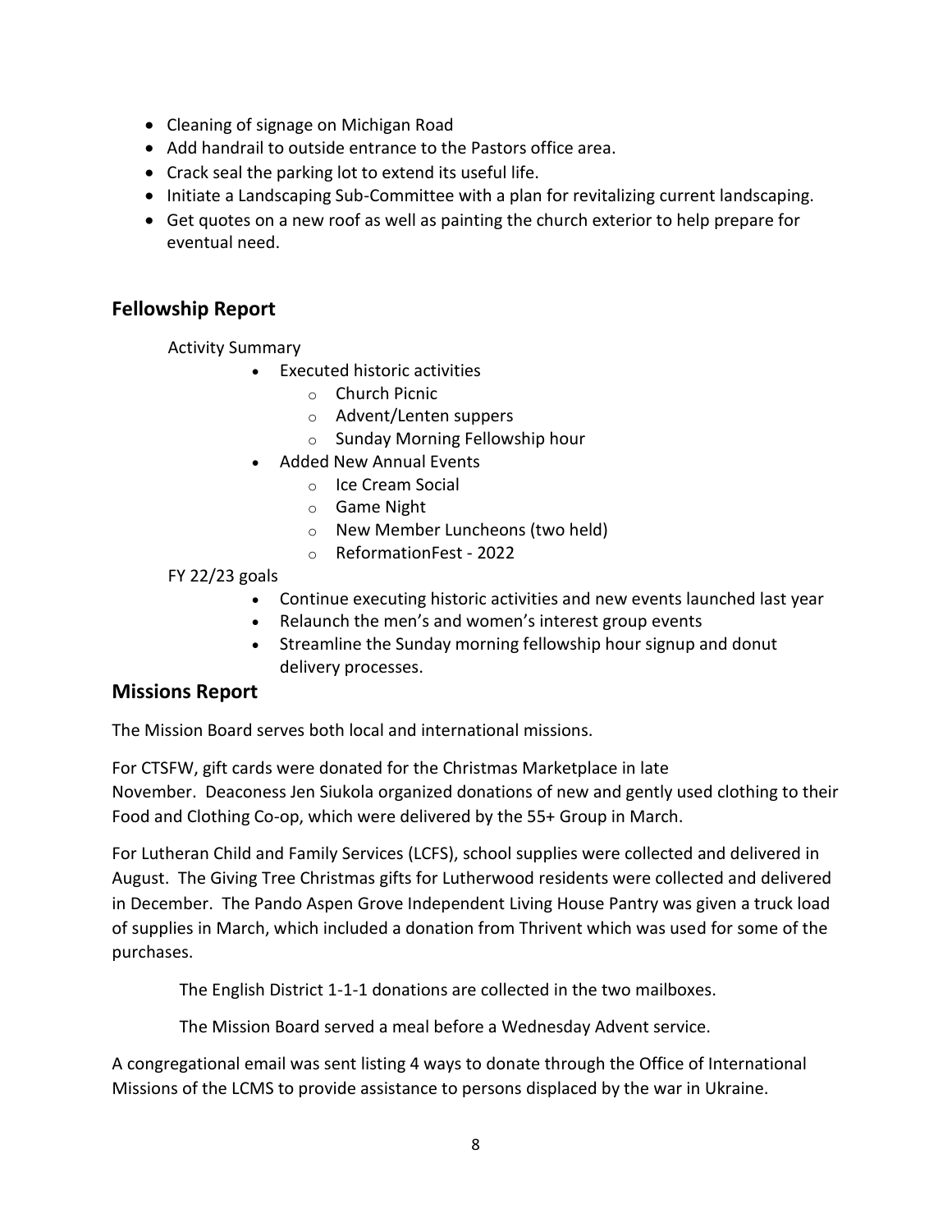- Cleaning of signage on Michigan Road
- Add handrail to outside entrance to the Pastors office area.
- Crack seal the parking lot to extend its useful life.
- Initiate a Landscaping Sub-Committee with a plan for revitalizing current landscaping.
- Get quotes on a new roof as well as painting the church exterior to help prepare for eventual need.

## Fellowship Report

Activity Summary

- Executed historic activities
  - Church Picnic
  - Advent/Lenten suppers
  - Sunday Morning Fellowship hour
- Added New Annual Events
  - Ice Cream Social
  - Game Night
  - New Member Luncheons (two held)
  - ReformationFest - 2022

FY 22/23 goals

- Continue executing historic activities and new events launched last year
- Relaunch the men's and women's interest group events
- Streamline the Sunday morning fellowship hour signup and donut delivery processes.

## Missions Report

The Mission Board serves both local and international missions.

For CTSFW, gift cards were donated for the Christmas Marketplace in late November. Deaconess Jen Siukola organized donations of new and gently used clothing to their Food and Clothing Co-op, which were delivered by the 55+ Group in March.

For Lutheran Child and Family Services (LCFS), school supplies were collected and delivered in August. The Giving Tree Christmas gifts for Lutherwood residents were collected and delivered in December. The Pando Aspen Grove Independent Living House Pantry was given a truck load of supplies in March, which included a donation from Thrivent which was used for some of the purchases.

The English District 1-1-1 donations are collected in the two mailboxes.

The Mission Board served a meal before a Wednesday Advent service.

A congregational email was sent listing 4 ways to donate through the Office of International Missions of the LCMS to provide assistance to persons displaced by the war in Ukraine.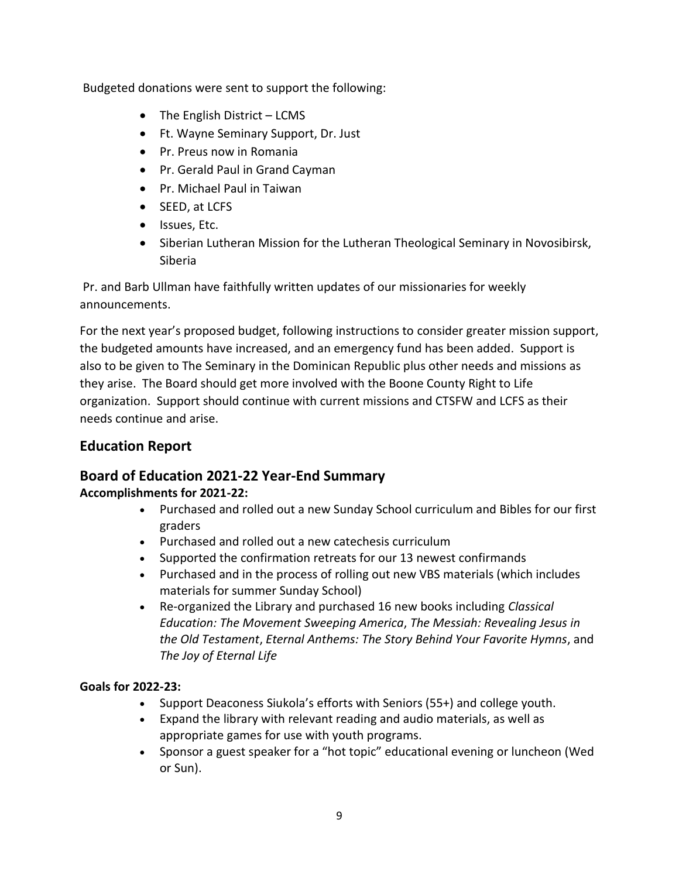Budgeted donations were sent to support the following:

- The English District – LCMS
- Ft. Wayne Seminary Support, Dr. Just
- Pr. Preus now in Romania
- Pr. Gerald Paul in Grand Cayman
- Pr. Michael Paul in Taiwan
- SEED, at LCFS
- Issues, Etc.
- Siberian Lutheran Mission for the Lutheran Theological Seminary in Novosibirsk, Siberia

Pr. and Barb Ullman have faithfully written updates of our missionaries for weekly announcements.

For the next year's proposed budget, following instructions to consider greater mission support, the budgeted amounts have increased, and an emergency fund has been added. Support is also to be given to The Seminary in the Dominican Republic plus other needs and missions as they arise. The Board should get more involved with the Boone County Right to Life organization. Support should continue with current missions and CTSFW and LCFS as their needs continue and arise.

## Education Report

## Board of Education 2021-22 Year-End Summary

**Accomplishments for 2021-22:**

- Purchased and rolled out a new Sunday School curriculum and Bibles for our first graders
- Purchased and rolled out a new catechesis curriculum
- Supported the confirmation retreats for our 13 newest confirmands
- Purchased and in the process of rolling out new VBS materials (which includes materials for summer Sunday School)
- Re-organized the Library and purchased 16 new books including *Classical Education: The Movement Sweeping America*, *The Messiah: Revealing Jesus in the Old Testament*, *Eternal Anthems: The Story Behind Your Favorite Hymns*, and *The Joy of Eternal Life*

**Goals for 2022-23:**

- Support Deaconess Siukola's efforts with Seniors (55+) and college youth.
- Expand the library with relevant reading and audio materials, as well as appropriate games for use with youth programs.
- Sponsor a guest speaker for a "hot topic" educational evening or luncheon (Wed or Sun).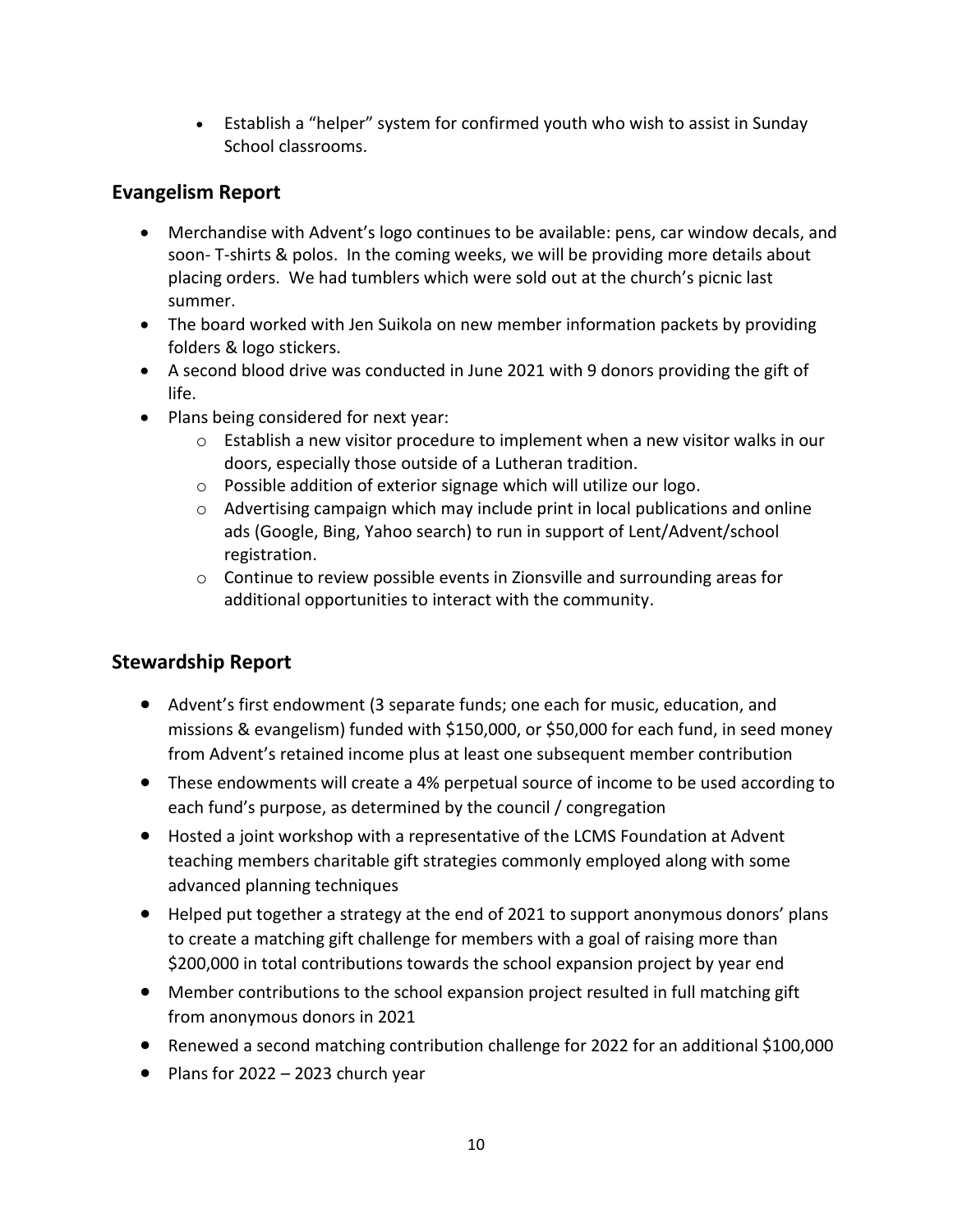- Establish a "helper" system for confirmed youth who wish to assist in Sunday School classrooms.

## Evangelism Report

- Merchandise with Advent's logo continues to be available: pens, car window decals, and soon- T-shirts & polos. In the coming weeks, we will be providing more details about placing orders. We had tumblers which were sold out at the church's picnic last summer.
- The board worked with Jen Suikola on new member information packets by providing folders & logo stickers.
- A second blood drive was conducted in June 2021 with 9 donors providing the gift of life.
- Plans being considered for next year:
  - Establish a new visitor procedure to implement when a new visitor walks in our doors, especially those outside of a Lutheran tradition.
  - Possible addition of exterior signage which will utilize our logo.
  - Advertising campaign which may include print in local publications and online ads (Google, Bing, Yahoo search) to run in support of Lent/Advent/school registration.
  - Continue to review possible events in Zionsville and surrounding areas for additional opportunities to interact with the community.

## Stewardship Report

- Advent's first endowment (3 separate funds; one each for music, education, and missions & evangelism) funded with $150,000, or $50,000 for each fund, in seed money from Advent's retained income plus at least one subsequent member contribution
- These endowments will create a 4% perpetual source of income to be used according to each fund's purpose, as determined by the council / congregation
- Hosted a joint workshop with a representative of the LCMS Foundation at Advent teaching members charitable gift strategies commonly employed along with some advanced planning techniques
- Helped put together a strategy at the end of 2021 to support anonymous donors' plans to create a matching gift challenge for members with a goal of raising more than $200,000 in total contributions towards the school expansion project by year end
- Member contributions to the school expansion project resulted in full matching gift from anonymous donors in 2021
- Renewed a second matching contribution challenge for 2022 for an additional $100,000
- Plans for 2022 – 2023 church year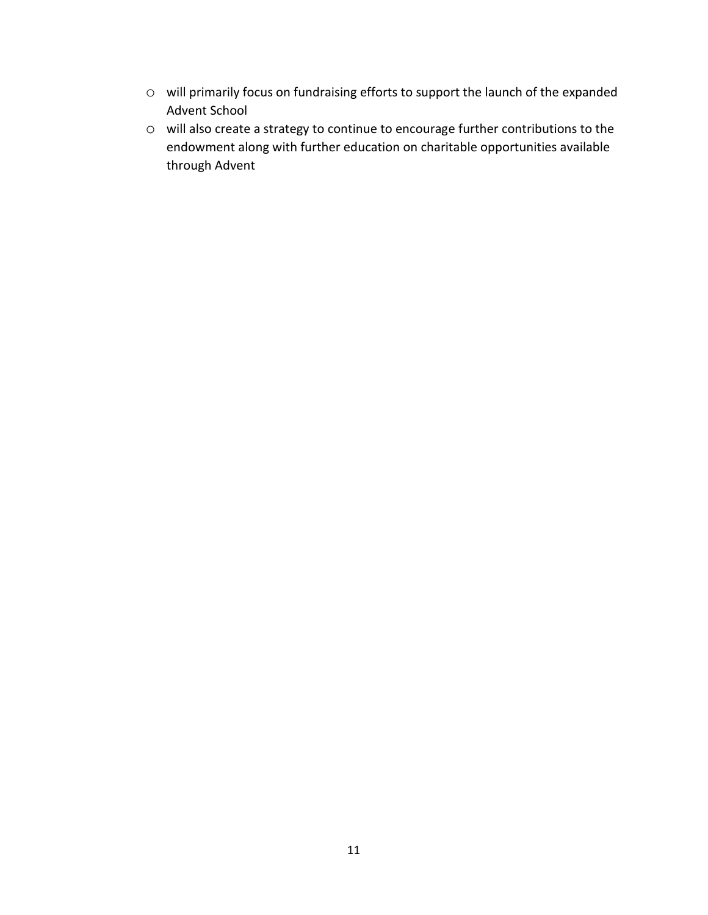- will primarily focus on fundraising efforts to support the launch of the expanded Advent School
- will also create a strategy to continue to encourage further contributions to the endowment along with further education on charitable opportunities available through Advent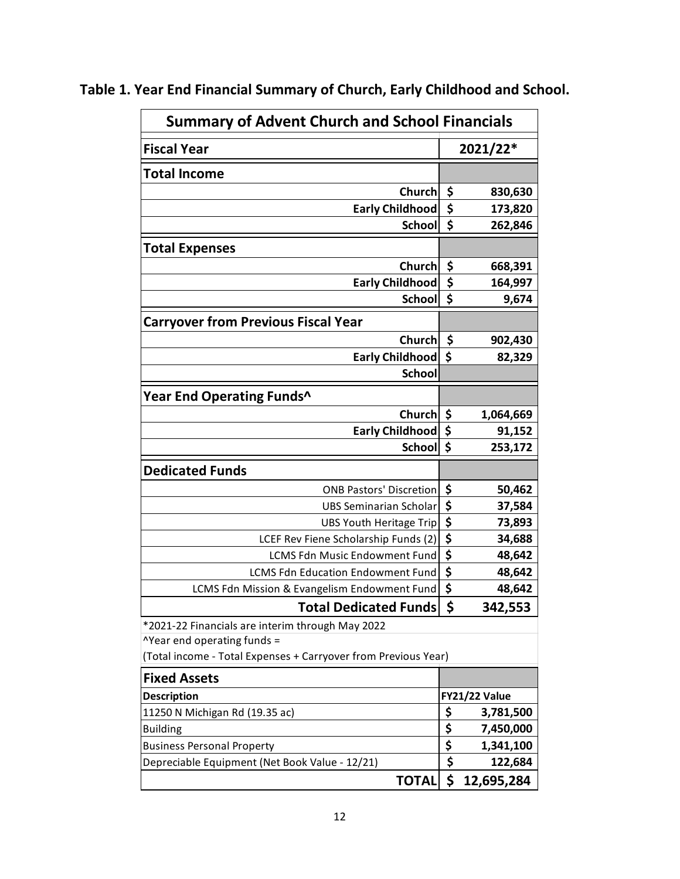**Table 1. Year End Financial Summary of Church, Early Childhood and School.**

| Summary of Advent Church and School Financials | |
|---|---|
| **Fiscal Year** | **2021/22*** |
| **Total Income** | |
| **Church** | **$ 830,630** |
| **Early Childhood** | **$ 173,820** |
| **School** | **$ 262,846** |
| **Total Expenses** | |
| **Church** | **$ 668,391** |
| **Early Childhood** | **$ 164,997** |
| **School** | **$ 9,674** |
| **Carryover from Previous Fiscal Year** | |
| **Church** | **$ 902,430** |
| **Early Childhood** | **$ 82,329** |
| **School** | |
| **Year End Operating Funds^** | |
| **Church** | **$ 1,064,669** |
| **Early Childhood** | **$ 91,152** |
| **School** | **$ 253,172** |
| **Dedicated Funds** | |
| ONB Pastors' Discretion | **$ 50,462** |
| UBS Seminarian Scholar | **$ 37,584** |
| UBS Youth Heritage Trip | **$ 73,893** |
| LCEF Rev Fiene Scholarship Funds (2) | **$ 34,688** |
| LCMS Fdn Music Endowment Fund | **$ 48,642** |
| LCMS Fdn Education Endowment Fund | **$ 48,642** |
| LCMS Fdn Mission & Evangelism Endowment Fund | **$ 48,642** |
| **Total Dedicated Funds** | **$ 342,553** |

*2021-22 Financials are interim through May 2022

^Year end operating funds =
(Total income - Total Expenses + Carryover from Previous Year)

| **Fixed Assets** | |
|---|---|
| **Description** | **FY21/22 Value** |
| 11250 N Michigan Rd (19.35 ac) | **$ 3,781,500** |
| Building | **$ 7,450,000** |
| Business Personal Property | **$ 1,341,100** |
| Depreciable Equipment (Net Book Value - 12/21) | **$ 122,684** |
| **TOTAL** | **$ 12,695,284** |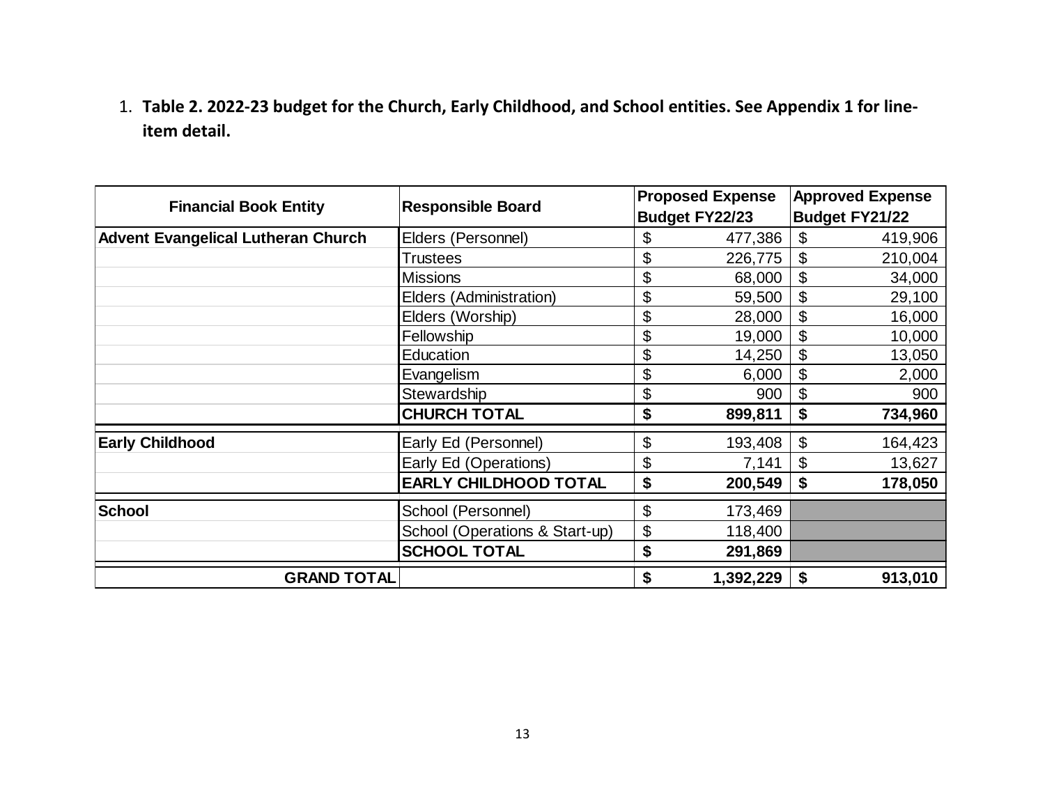1. **Table 2. 2022-23 budget for the Church, Early Childhood, and School entities. See Appendix 1 for line-item detail.**

| Financial Book Entity | Responsible Board | Proposed Expense Budget FY22/23 | Approved Expense Budget FY21/22 |
|---|---|---|---|
| **Advent Evangelical Lutheran Church** | Elders (Personnel) | $ 477,386 | $ 419,906 |
| | Trustees | $ 226,775 | $ 210,004 |
| | Missions | $ 68,000 | $ 34,000 |
| | Elders (Administration) | $ 59,500 | $ 29,100 |
| | Elders (Worship) | $ 28,000 | $ 16,000 |
| | Fellowship | $ 19,000 | $ 10,000 |
| | Education | $ 14,250 | $ 13,050 |
| | Evangelism | $ 6,000 | $ 2,000 |
| | Stewardship | $ 900 | $ 900 |
| | **CHURCH TOTAL** | **$ 899,811** | **$ 734,960** |
| **Early Childhood** | Early Ed (Personnel) | $ 193,408 | $ 164,423 |
| | Early Ed (Operations) | $ 7,141 | $ 13,627 |
| | **EARLY CHILDHOOD TOTAL** | **$ 200,549** | **$ 178,050** |
| **School** | School (Personnel) | $ 173,469 | |
| | School (Operations & Start-up) | $ 118,400 | |
| | **SCHOOL TOTAL** | **$ 291,869** | |
| **GRAND TOTAL** | | **$ 1,392,229** | **$ 913,010** |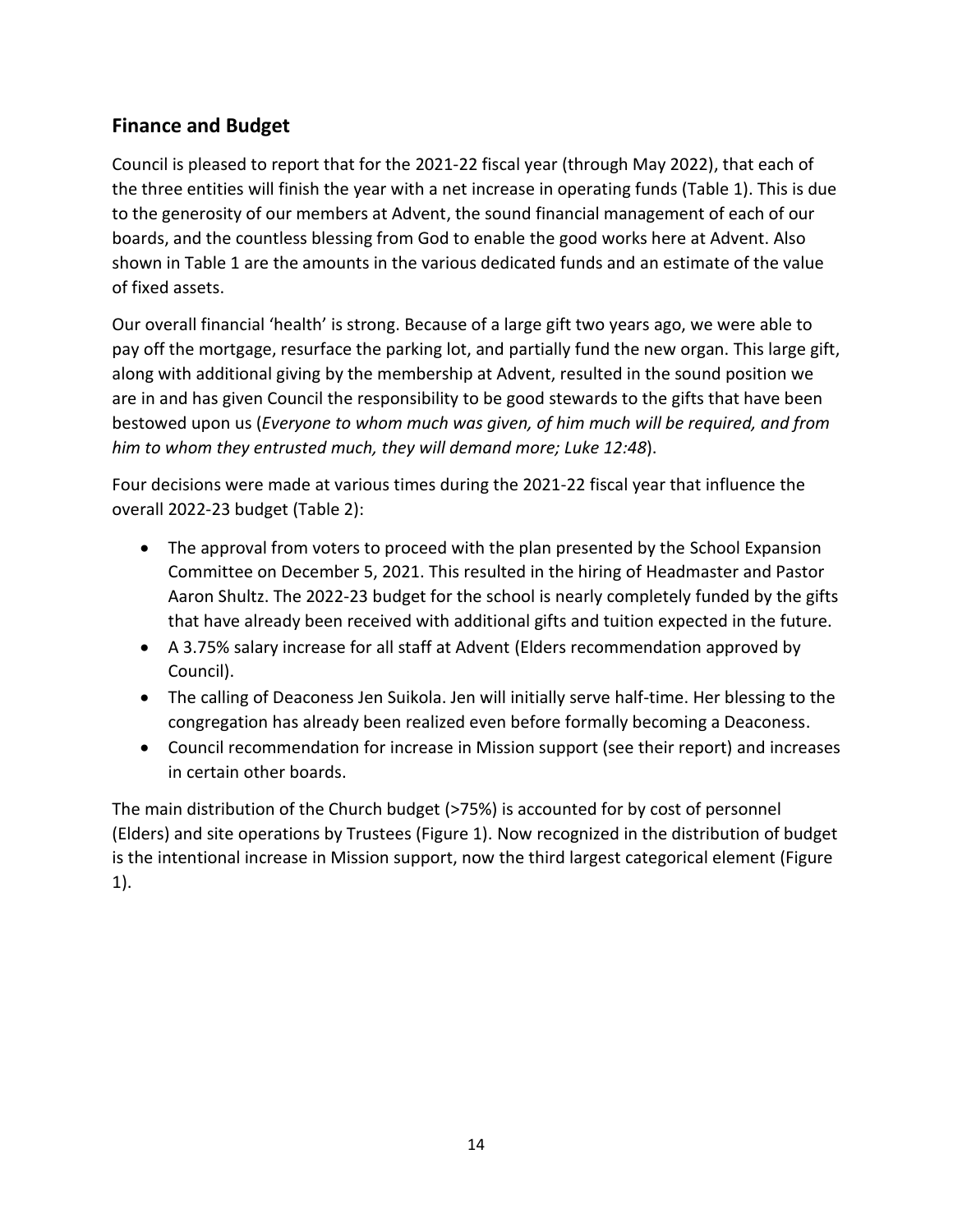## Finance and Budget

Council is pleased to report that for the 2021-22 fiscal year (through May 2022), that each of the three entities will finish the year with a net increase in operating funds (Table 1). This is due to the generosity of our members at Advent, the sound financial management of each of our boards, and the countless blessing from God to enable the good works here at Advent. Also shown in Table 1 are the amounts in the various dedicated funds and an estimate of the value of fixed assets.

Our overall financial 'health' is strong. Because of a large gift two years ago, we were able to pay off the mortgage, resurface the parking lot, and partially fund the new organ. This large gift, along with additional giving by the membership at Advent, resulted in the sound position we are in and has given Council the responsibility to be good stewards to the gifts that have been bestowed upon us (*Everyone to whom much was given, of him much will be required, and from him to whom they entrusted much, they will demand more; Luke 12:48*).

Four decisions were made at various times during the 2021-22 fiscal year that influence the overall 2022-23 budget (Table 2):

- The approval from voters to proceed with the plan presented by the School Expansion Committee on December 5, 2021. This resulted in the hiring of Headmaster and Pastor Aaron Shultz. The 2022-23 budget for the school is nearly completely funded by the gifts that have already been received with additional gifts and tuition expected in the future.
- A 3.75% salary increase for all staff at Advent (Elders recommendation approved by Council).
- The calling of Deaconess Jen Suikola. Jen will initially serve half-time. Her blessing to the congregation has already been realized even before formally becoming a Deaconess.
- Council recommendation for increase in Mission support (see their report) and increases in certain other boards.

The main distribution of the Church budget (>75%) is accounted for by cost of personnel (Elders) and site operations by Trustees (Figure 1). Now recognized in the distribution of budget is the intentional increase in Mission support, now the third largest categorical element (Figure 1).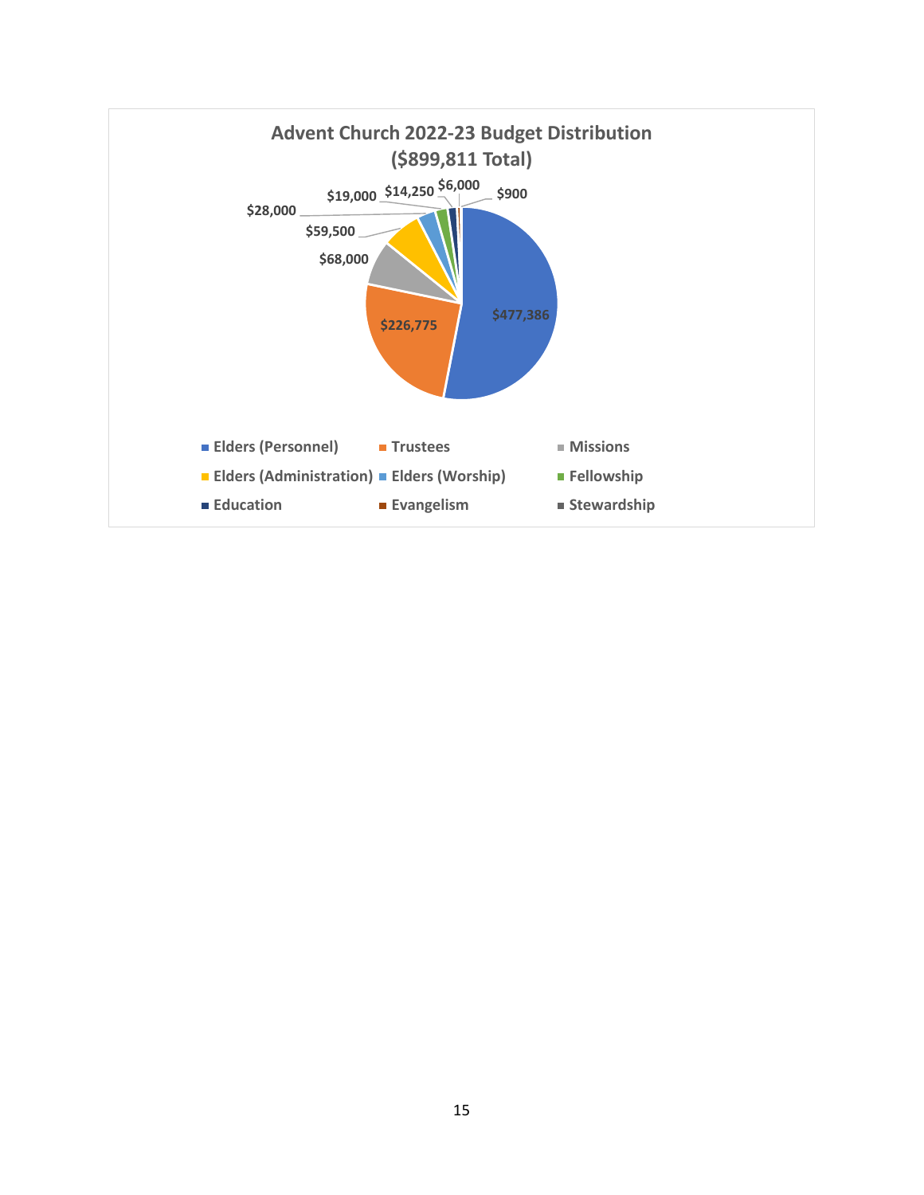**Advent Church 2022-23 Budget Distribution ($899,811 Total)**

| Category | Amount |
|---|---|
| Elders (Personnel) | $477,386 |
| Trustees | $226,775 |
| Missions | $68,000 |
| Elders (Administration) | $59,500 |
| Elders (Worship) | $28,000 |
| Fellowship | $19,000 |
| Education | $14,250 |
| Evangelism | $6,000 |
| Stewardship | $900 |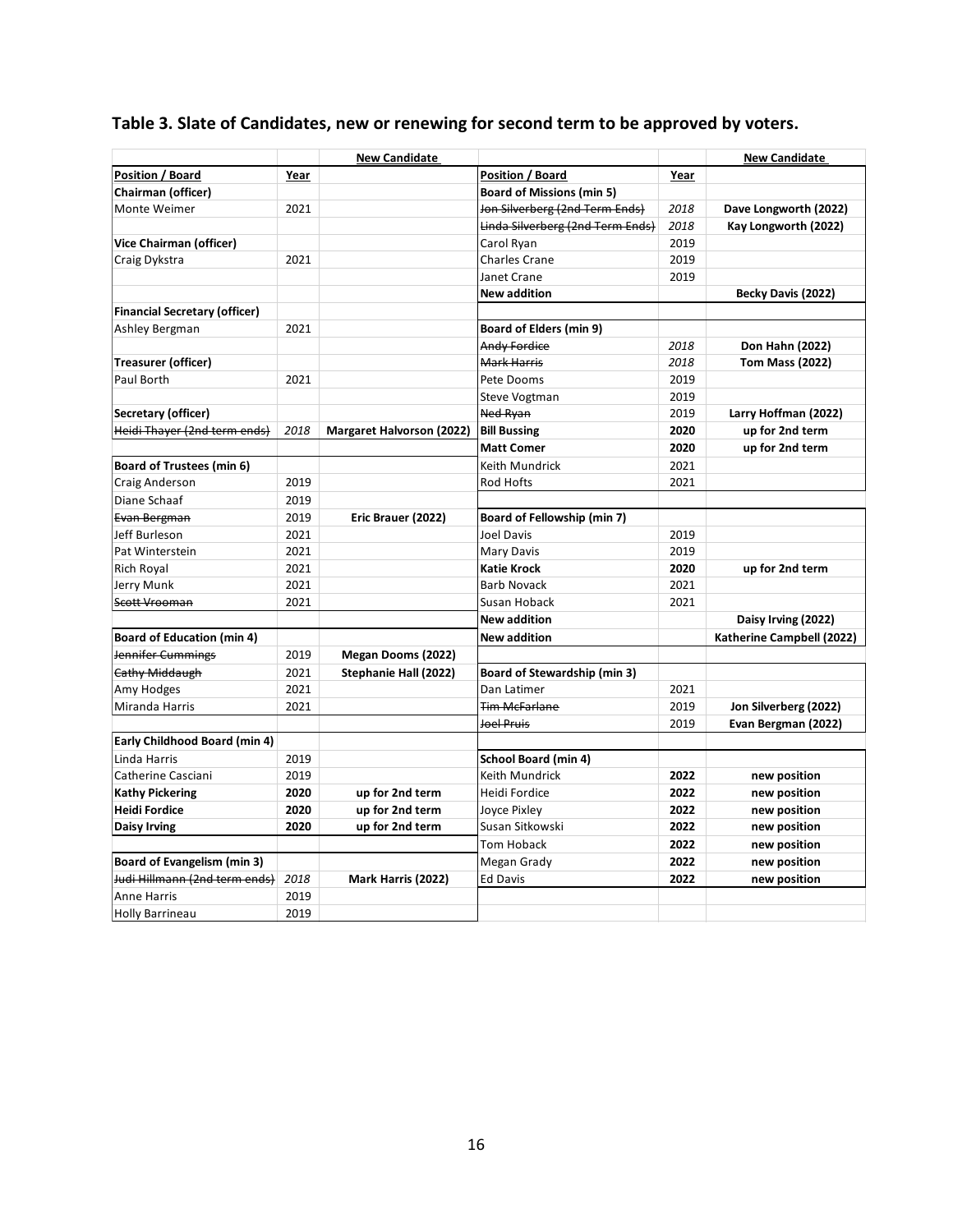## Table 3. Slate of Candidates, new or renewing for second term to be approved by voters.

| | | New Candidate | | | New Candidate |
|---|---|---|---|---|---|
| **Position / Board** | **Year** | | **Position / Board** | **Year** | |
| **Chairman (officer)** | | | **Board of Missions (min 5)** | | |
| Monte Weimer | 2021 | | ~~Jon Silverberg (2nd Term Ends)~~ | *2018* | **Dave Longworth (2022)** |
| | | | ~~Linda Silverberg (2nd Term Ends)~~ | *2018* | **Kay Longworth (2022)** |
| **Vice Chairman (officer)** | | | Carol Ryan | 2019 | |
| Craig Dykstra | 2021 | | Charles Crane | 2019 | |
| | | | Janet Crane | 2019 | |
| | | | **New addition** | | **Becky Davis (2022)** |
| **Financial Secretary (officer)** | | | | | |
| Ashley Bergman | 2021 | | **Board of Elders (min 9)** | | |
| | | | ~~Andy Fordice~~ | *2018* | **Don Hahn (2022)** |
| **Treasurer (officer)** | | | ~~Mark Harris~~ | *2018* | **Tom Mass (2022)** |
| Paul Borth | 2021 | | Pete Dooms | 2019 | |
| | | | Steve Vogtman | 2019 | |
| **Secretary (officer)** | | | ~~Ned Ryan~~ | 2019 | **Larry Hoffman (2022)** |
| ~~Heidi Thayer (2nd term ends)~~ | *2018* | **Margaret Halvorson (2022)** | **Bill Bussing** | **2020** | **up for 2nd term** |
| | | | **Matt Comer** | **2020** | **up for 2nd term** |
| **Board of Trustees (min 6)** | | | Keith Mundrick | 2021 | |
| Craig Anderson | 2019 | | Rod Hofts | 2021 | |
| Diane Schaaf | 2019 | | | | |
| ~~Evan Bergman~~ | 2019 | **Eric Brauer (2022)** | **Board of Fellowship (min 7)** | | |
| Jeff Burleson | 2021 | | Joel Davis | 2019 | |
| Pat Winterstein | 2021 | | Mary Davis | 2019 | |
| Rich Royal | 2021 | | **Katie Krock** | **2020** | **up for 2nd term** |
| Jerry Munk | 2021 | | Barb Novack | 2021 | |
| ~~Scott Vrooman~~ | 2021 | | Susan Hoback | 2021 | |
| | | | **New addition** | | **Daisy Irving (2022)** |
| **Board of Education (min 4)** | | | **New addition** | | **Katherine Campbell (2022)** |
| ~~Jennifer Cummings~~ | 2019 | **Megan Dooms (2022)** | | | |
| ~~Cathy Middaugh~~ | 2021 | **Stephanie Hall (2022)** | **Board of Stewardship (min 3)** | | |
| Amy Hodges | 2021 | | Dan Latimer | 2021 | |
| Miranda Harris | 2021 | | ~~Tim McFarlane~~ | 2019 | **Jon Silverberg (2022)** |
| | | | ~~Joel Pruis~~ | 2019 | **Evan Bergman (2022)** |
| **Early Childhood Board (min 4)** | | | | | |
| Linda Harris | 2019 | | **School Board (min 4)** | | |
| Catherine Casciani | 2019 | | Keith Mundrick | **2022** | **new position** |
| **Kathy Pickering** | **2020** | **up for 2nd term** | Heidi Fordice | **2022** | **new position** |
| **Heidi Fordice** | **2020** | **up for 2nd term** | Joyce Pixley | **2022** | **new position** |
| **Daisy Irving** | **2020** | **up for 2nd term** | Susan Sitkowski | **2022** | **new position** |
| | | | Tom Hoback | **2022** | **new position** |
| **Board of Evangelism (min 3)** | | | Megan Grady | **2022** | **new position** |
| ~~Judi Hillmann (2nd term ends)~~ | *2018* | **Mark Harris (2022)** | Ed Davis | **2022** | **new position** |
| Anne Harris | 2019 | | | | |
| Holly Barrineau | 2019 | | | | |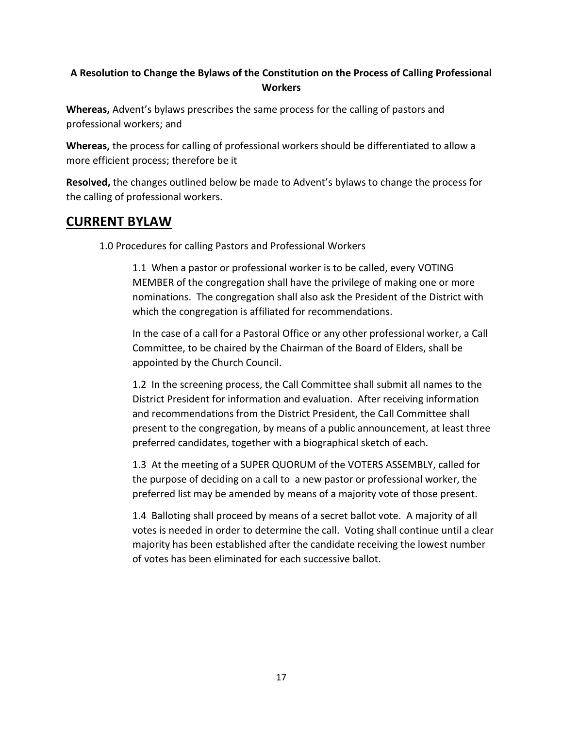**A Resolution to Change the Bylaws of the Constitution on the Process of Calling Professional Workers**

**Whereas,** Advent's bylaws prescribes the same process for the calling of pastors and professional workers; and

**Whereas,** the process for calling of professional workers should be differentiated to allow a more efficient process; therefore be it

**Resolved,** the changes outlined below be made to Advent's bylaws to change the process for the calling of professional workers.

## CURRENT BYLAW

1.0 Procedures for calling Pastors and Professional Workers

1.1 When a pastor or professional worker is to be called, every VOTING MEMBER of the congregation shall have the privilege of making one or more nominations. The congregation shall also ask the President of the District with which the congregation is affiliated for recommendations.

In the case of a call for a Pastoral Office or any other professional worker, a Call Committee, to be chaired by the Chairman of the Board of Elders, shall be appointed by the Church Council.

1.2 In the screening process, the Call Committee shall submit all names to the District President for information and evaluation. After receiving information and recommendations from the District President, the Call Committee shall present to the congregation, by means of a public announcement, at least three preferred candidates, together with a biographical sketch of each.

1.3 At the meeting of a SUPER QUORUM of the VOTERS ASSEMBLY, called for the purpose of deciding on a call to a new pastor or professional worker, the preferred list may be amended by means of a majority vote of those present.

1.4 Balloting shall proceed by means of a secret ballot vote. A majority of all votes is needed in order to determine the call. Voting shall continue until a clear majority has been established after the candidate receiving the lowest number of votes has been eliminated for each successive ballot.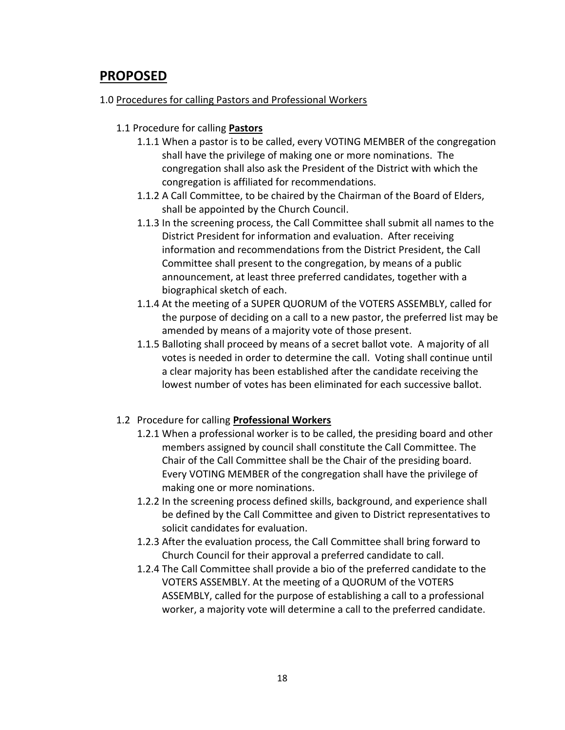## PROPOSED

1.0 Procedures for calling Pastors and Professional Workers

1.1 Procedure for calling **Pastors**

1.1.1 When a pastor is to be called, every VOTING MEMBER of the congregation shall have the privilege of making one or more nominations. The congregation shall also ask the President of the District with which the congregation is affiliated for recommendations.

1.1.2 A Call Committee, to be chaired by the Chairman of the Board of Elders, shall be appointed by the Church Council.

1.1.3 In the screening process, the Call Committee shall submit all names to the District President for information and evaluation. After receiving information and recommendations from the District President, the Call Committee shall present to the congregation, by means of a public announcement, at least three preferred candidates, together with a biographical sketch of each.

1.1.4 At the meeting of a SUPER QUORUM of the VOTERS ASSEMBLY, called for the purpose of deciding on a call to a new pastor, the preferred list may be amended by means of a majority vote of those present.

1.1.5 Balloting shall proceed by means of a secret ballot vote. A majority of all votes is needed in order to determine the call. Voting shall continue until a clear majority has been established after the candidate receiving the lowest number of votes has been eliminated for each successive ballot.

1.2 Procedure for calling **Professional Workers**

1.2.1 When a professional worker is to be called, the presiding board and other members assigned by council shall constitute the Call Committee. The Chair of the Call Committee shall be the Chair of the presiding board. Every VOTING MEMBER of the congregation shall have the privilege of making one or more nominations.

1.2.2 In the screening process defined skills, background, and experience shall be defined by the Call Committee and given to District representatives to solicit candidates for evaluation.

1.2.3 After the evaluation process, the Call Committee shall bring forward to Church Council for their approval a preferred candidate to call.

1.2.4 The Call Committee shall provide a bio of the preferred candidate to the VOTERS ASSEMBLY. At the meeting of a QUORUM of the VOTERS ASSEMBLY, called for the purpose of establishing a call to a professional worker, a majority vote will determine a call to the preferred candidate.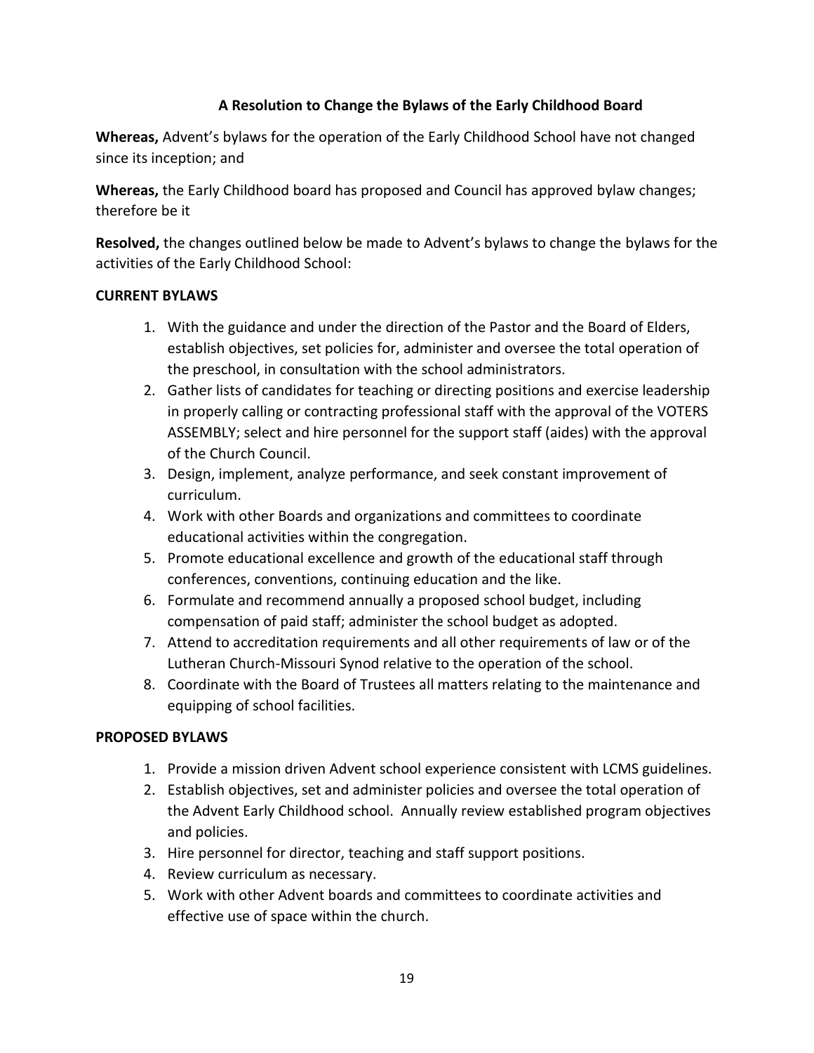**A Resolution to Change the Bylaws of the Early Childhood Board**

**Whereas,** Advent's bylaws for the operation of the Early Childhood School have not changed since its inception; and

**Whereas,** the Early Childhood board has proposed and Council has approved bylaw changes; therefore be it

**Resolved,** the changes outlined below be made to Advent's bylaws to change the bylaws for the activities of the Early Childhood School:

**CURRENT BYLAWS**

1. With the guidance and under the direction of the Pastor and the Board of Elders, establish objectives, set policies for, administer and oversee the total operation of the preschool, in consultation with the school administrators.
2. Gather lists of candidates for teaching or directing positions and exercise leadership in properly calling or contracting professional staff with the approval of the VOTERS ASSEMBLY; select and hire personnel for the support staff (aides) with the approval of the Church Council.
3. Design, implement, analyze performance, and seek constant improvement of curriculum.
4. Work with other Boards and organizations and committees to coordinate educational activities within the congregation.
5. Promote educational excellence and growth of the educational staff through conferences, conventions, continuing education and the like.
6. Formulate and recommend annually a proposed school budget, including compensation of paid staff; administer the school budget as adopted.
7. Attend to accreditation requirements and all other requirements of law or of the Lutheran Church-Missouri Synod relative to the operation of the school.
8. Coordinate with the Board of Trustees all matters relating to the maintenance and equipping of school facilities.

**PROPOSED BYLAWS**

1. Provide a mission driven Advent school experience consistent with LCMS guidelines.
2. Establish objectives, set and administer policies and oversee the total operation of the Advent Early Childhood school. Annually review established program objectives and policies.
3. Hire personnel for director, teaching and staff support positions.
4. Review curriculum as necessary.
5. Work with other Advent boards and committees to coordinate activities and effective use of space within the church.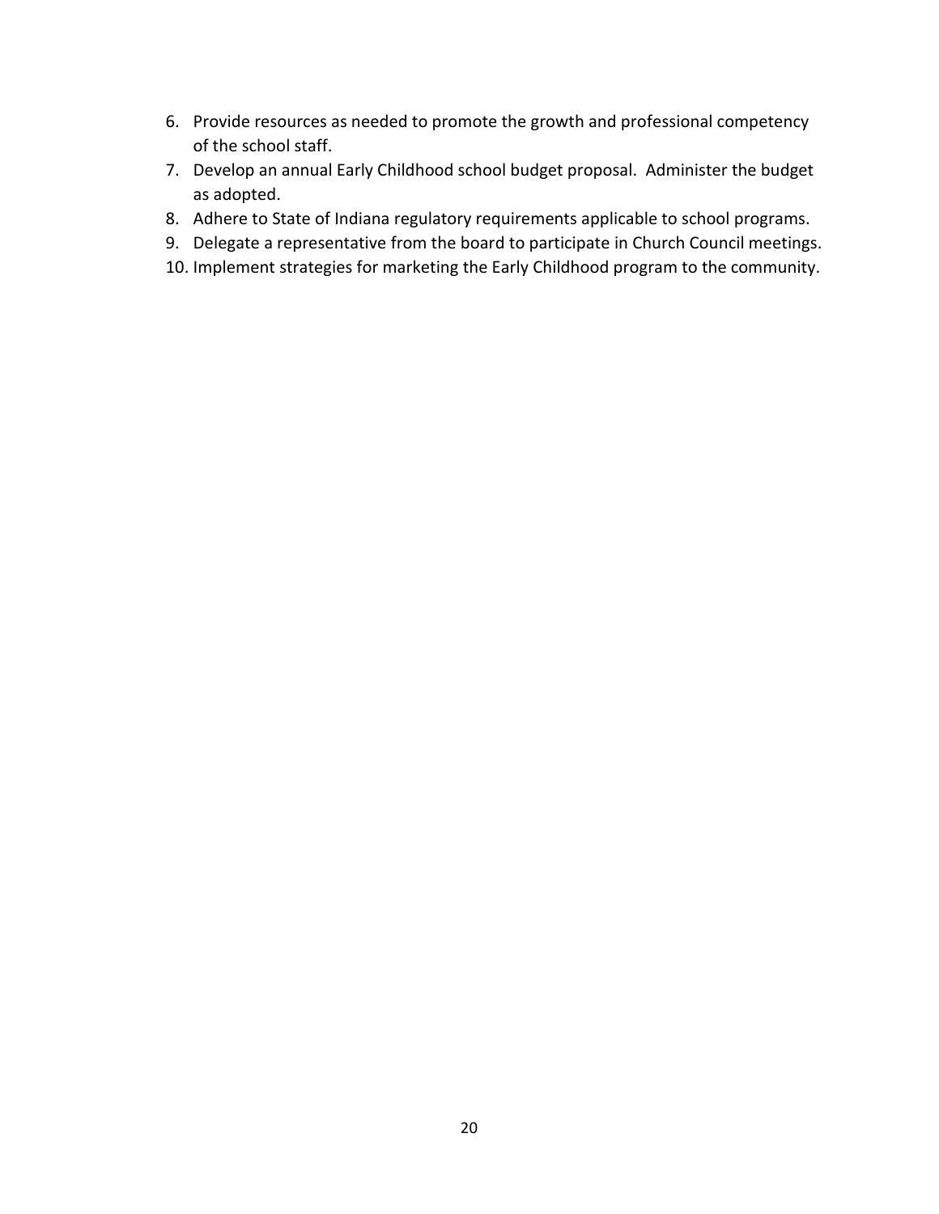6. Provide resources as needed to promote the growth and professional competency of the school staff.
7. Develop an annual Early Childhood school budget proposal. Administer the budget as adopted.
8. Adhere to State of Indiana regulatory requirements applicable to school programs.
9. Delegate a representative from the board to participate in Church Council meetings.
10. Implement strategies for marketing the Early Childhood program to the community.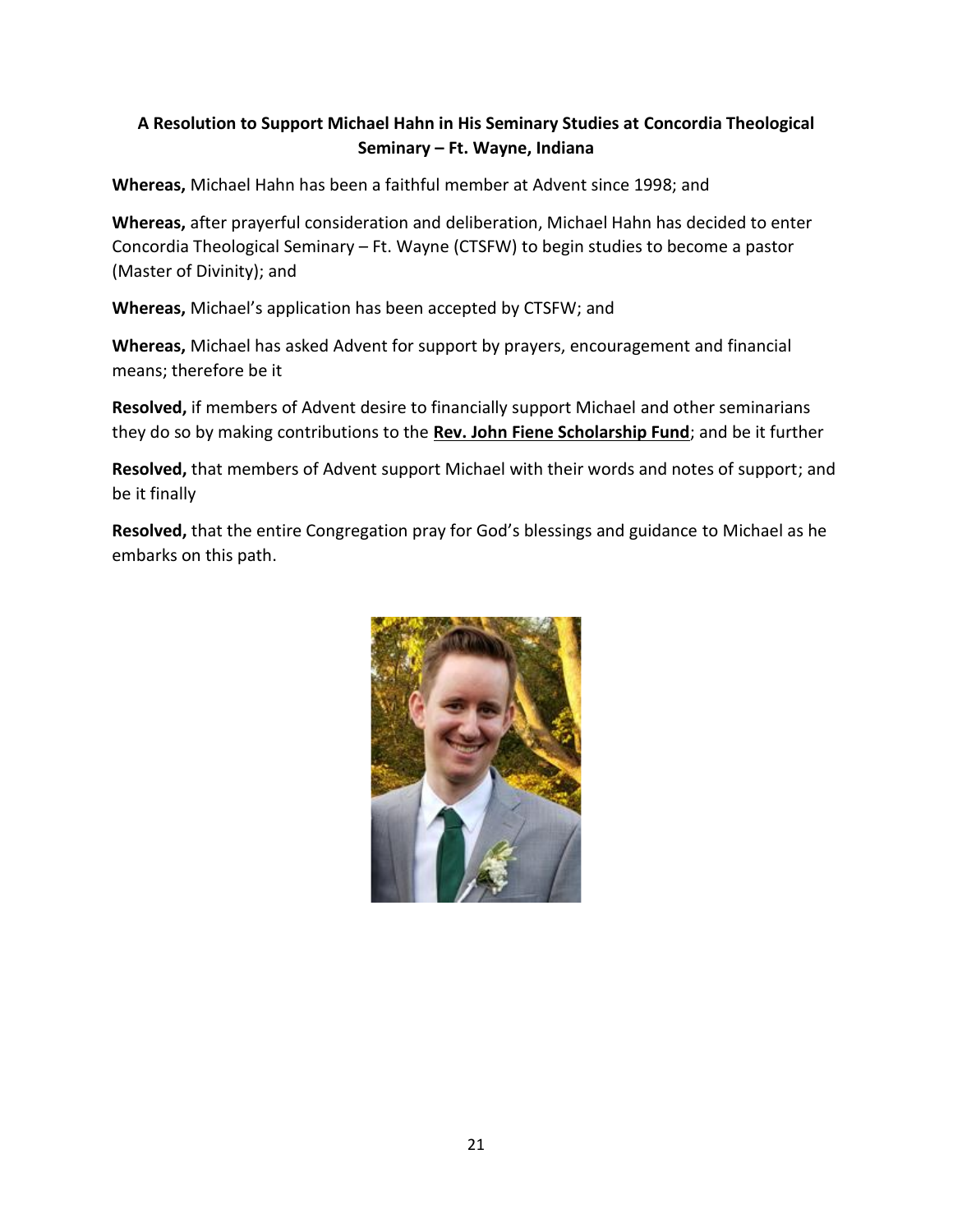**A Resolution to Support Michael Hahn in His Seminary Studies at Concordia Theological Seminary – Ft. Wayne, Indiana**

**Whereas,** Michael Hahn has been a faithful member at Advent since 1998; and

**Whereas,** after prayerful consideration and deliberation, Michael Hahn has decided to enter Concordia Theological Seminary – Ft. Wayne (CTSFW) to begin studies to become a pastor (Master of Divinity); and

**Whereas,** Michael's application has been accepted by CTSFW; and

**Whereas,** Michael has asked Advent for support by prayers, encouragement and financial means; therefore be it

**Resolved,** if members of Advent desire to financially support Michael and other seminarians they do so by making contributions to the **Rev. John Fiene Scholarship Fund**; and be it further

**Resolved,** that members of Advent support Michael with their words and notes of support; and be it finally

**Resolved,** that the entire Congregation pray for God's blessings and guidance to Michael as he embarks on this path.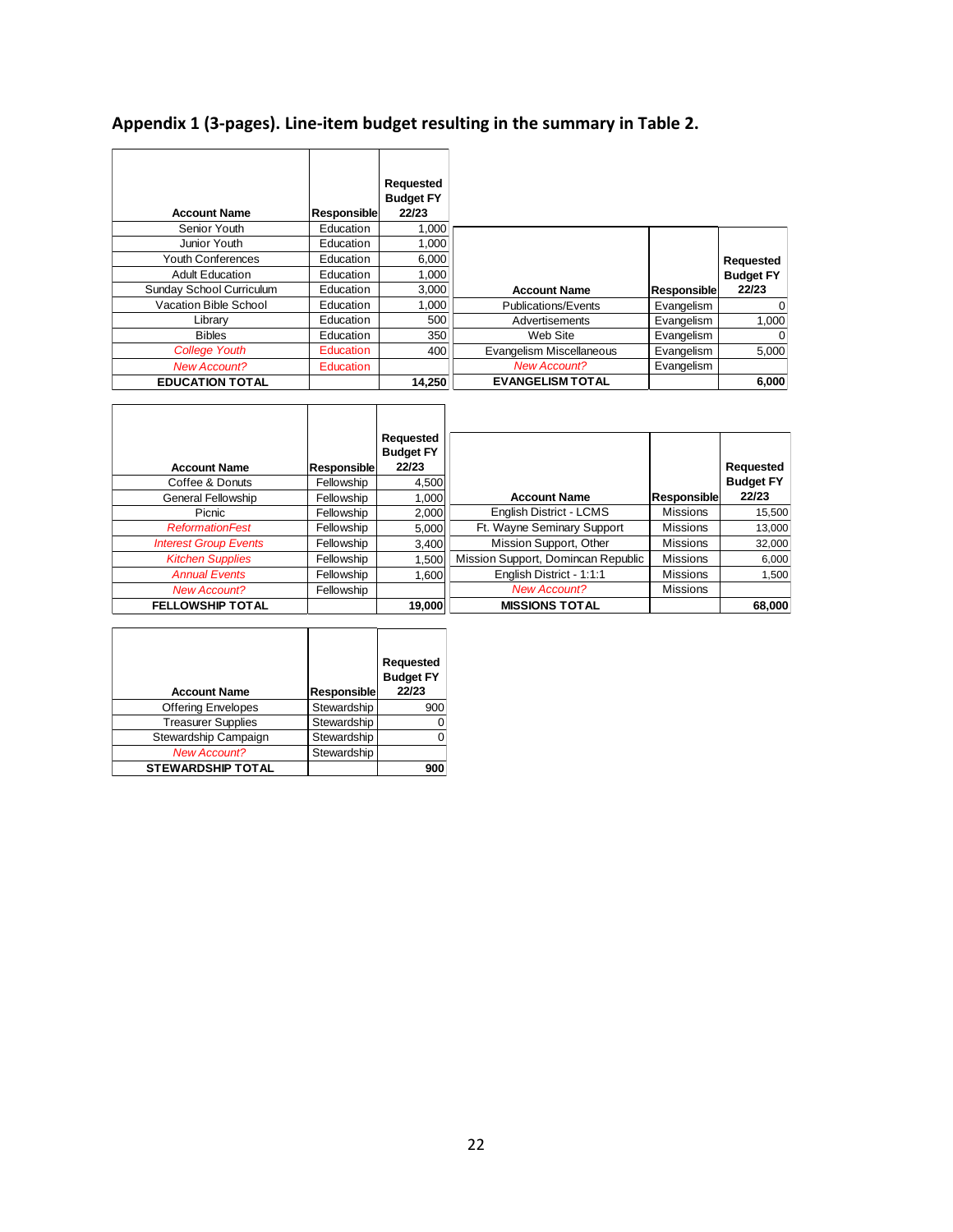**Appendix 1 (3-pages). Line-item budget resulting in the summary in Table 2.**

| Account Name | Responsible | Requested Budget FY 22/23 |
|---|---|---|
| Senior Youth | Education | 1,000 |
| Junior Youth | Education | 1,000 |
| Youth Conferences | Education | 6,000 |
| Adult Education | Education | 1,000 |
| Sunday School Curriculum | Education | 3,000 |
| Vacation Bible School | Education | 1,000 |
| Library | Education | 500 |
| Bibles | Education | 350 |
| *College Youth* | *Education* | 400 |
| *New Account?* | *Education* | |
| **EDUCATION TOTAL** | | **14,250** |

| Account Name | Responsible | Requested Budget FY 22/23 |
|---|---|---|
| Publications/Events | Evangelism | 0 |
| Advertisements | Evangelism | 1,000 |
| Web Site | Evangelism | 0 |
| Evangelism Miscellaneous | Evangelism | 5,000 |
| *New Account?* | Evangelism | |
| **EVANGELISM TOTAL** | | **6,000** |

| Account Name | Responsible | Requested Budget FY 22/23 |
|---|---|---|
| Coffee & Donuts | Fellowship | 4,500 |
| General Fellowship | Fellowship | 1,000 |
| Picnic | Fellowship | 2,000 |
| *ReformationFest* | Fellowship | 5,000 |
| *Interest Group Events* | Fellowship | 3,400 |
| *Kitchen Supplies* | Fellowship | 1,500 |
| *Annual Events* | Fellowship | 1,600 |
| *New Account?* | Fellowship | |
| **FELLOWSHIP TOTAL** | | **19,000** |

| Account Name | Responsible | Requested Budget FY 22/23 |
|---|---|---|
| English District - LCMS | Missions | 15,500 |
| Ft. Wayne Seminary Support | Missions | 13,000 |
| Mission Support, Other | Missions | 32,000 |
| Mission Support, Domincan Republic | Missions | 6,000 |
| English District - 1:1:1 | Missions | 1,500 |
| *New Account?* | Missions | |
| **MISSIONS TOTAL** | | **68,000** |

| Account Name | Responsible | Requested Budget FY 22/23 |
|---|---|---|
| Offering Envelopes | Stewardship | 900 |
| Treasurer Supplies | Stewardship | 0 |
| Stewardship Campaign | Stewardship | 0 |
| *New Account?* | Stewardship | |
| **STEWARDSHIP TOTAL** | | **900** |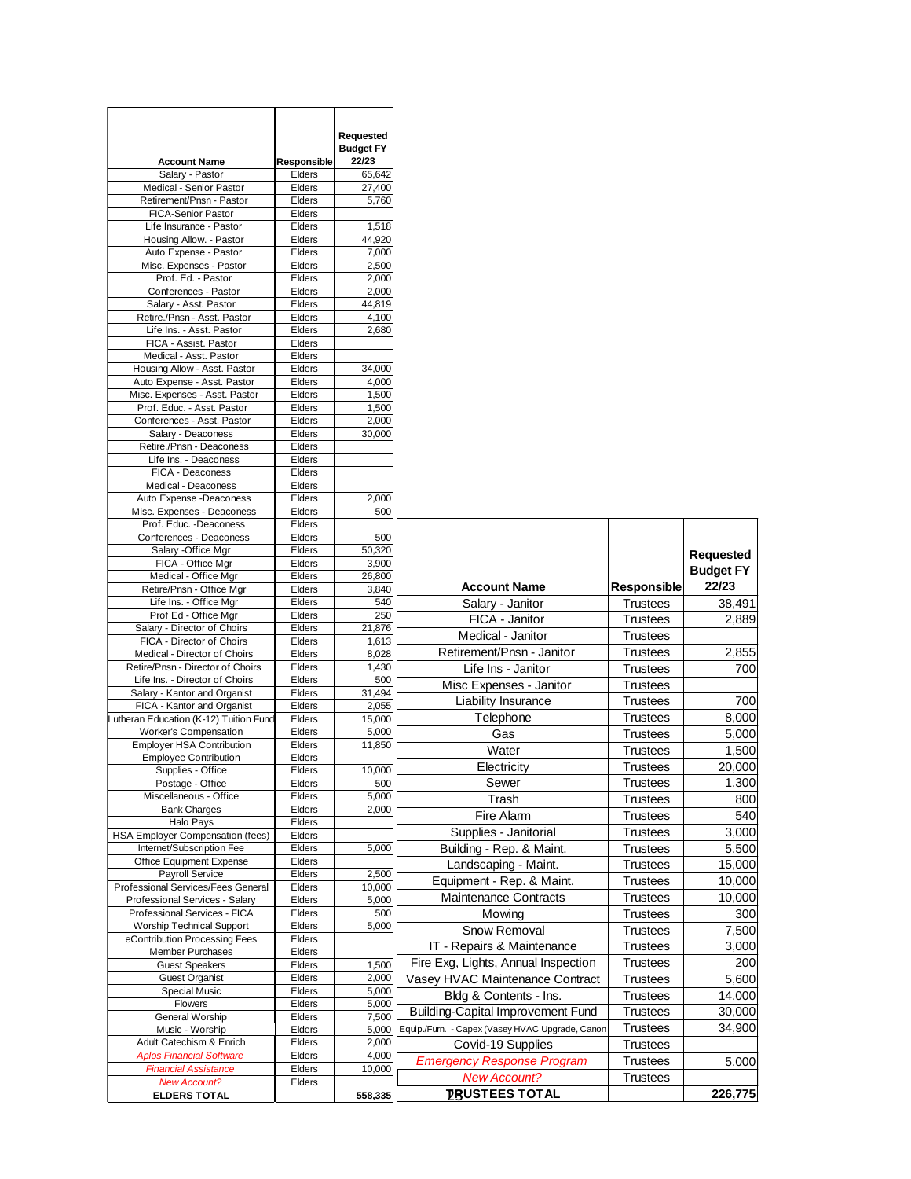| Account Name | Responsible | Requested Budget FY 22/23 |
|---|---|---|
| Salary - Pastor | Elders | 65,642 |
| Medical - Senior Pastor | Elders | 27,400 |
| Retirement/Pnsn - Pastor | Elders | 5,760 |
| FICA-Senior Pastor | Elders | |
| Life Insurance - Pastor | Elders | 1,518 |
| Housing Allow. - Pastor | Elders | 44,920 |
| Auto Expense - Pastor | Elders | 7,000 |
| Misc. Expenses - Pastor | Elders | 2,500 |
| Prof. Ed. - Pastor | Elders | 2,000 |
| Conferences - Pastor | Elders | 2,000 |
| Salary - Asst. Pastor | Elders | 44,819 |
| Retire./Pnsn - Asst. Pastor | Elders | 4,100 |
| Life Ins. - Asst. Pastor | Elders | 2,680 |
| FICA - Assist. Pastor | Elders | |
| Medical - Asst. Pastor | Elders | |
| Housing Allow - Asst. Pastor | Elders | 34,000 |
| Auto Expense - Asst. Pastor | Elders | 4,000 |
| Misc. Expenses - Asst. Pastor | Elders | 1,500 |
| Prof. Educ. - Asst. Pastor | Elders | 1,500 |
| Conferences - Asst. Pastor | Elders | 2,000 |
| Salary - Deaconess | Elders | 30,000 |
| Retire./Pnsn - Deaconess | Elders | |
| Life Ins. - Deaconess | Elders | |
| FICA - Deaconess | Elders | |
| Medical - Deaconess | Elders | |
| Auto Expense -Deaconess | Elders | 2,000 |
| Misc. Expenses - Deaconess | Elders | 500 |
| Prof. Educ. -Deaconess | Elders | |
| Conferences - Deaconess | Elders | 500 |
| Salary -Office Mgr | Elders | 50,320 |
| FICA - Office Mgr | Elders | 3,900 |
| Medical - Office Mgr | Elders | 26,800 |
| Retire/Pnsn - Office Mgr | Elders | 3,840 |
| Life Ins. - Office Mgr | Elders | 540 |
| Prof Ed - Office Mgr | Elders | 250 |
| Salary - Director of Choirs | Elders | 21,876 |
| FICA - Director of Choirs | Elders | 1,613 |
| Medical - Director of Choirs | Elders | 8,028 |
| Retire/Pnsn - Director of Choirs | Elders | 1,430 |
| Life Ins. - Director of Choirs | Elders | 500 |
| Salary - Kantor and Organist | Elders | 31,494 |
| FICA - Kantor and Organist | Elders | 2,055 |
| Lutheran Education (K-12) Tuition Fund | Elders | 15,000 |
| Worker's Compensation | Elders | 5,000 |
| Employer HSA Contribution | Elders | 11,850 |
| Employee Contribution | Elders | |
| Supplies - Office | Elders | 10,000 |
| Postage - Office | Elders | 500 |
| Miscellaneous - Office | Elders | 5,000 |
| Bank Charges | Elders | 2,000 |
| Halo Pays | Elders | |
| HSA Employer Compensation (fees) | Elders | |
| Internet/Subscription Fee | Elders | 5,000 |
| Office Equipment Expense | Elders | |
| Payroll Service | Elders | 2,500 |
| Professional Services/Fees General | Elders | 10,000 |
| Professional Services - Salary | Elders | 5,000 |
| Professional Services - FICA | Elders | 500 |
| Worship Technical Support | Elders | 5,000 |
| eContribution Processing Fees | Elders | |
| Member Purchases | Elders | |
| Guest Speakers | Elders | 1,500 |
| Guest Organist | Elders | 2,000 |
| Special Music | Elders | 5,000 |
| Flowers | Elders | 5,000 |
| General Worship | Elders | 7,500 |
| Music - Worship | Elders | 5,000 |
| Adult Catechism & Enrich | Elders | 2,000 |
| *Aplos Financial Software* | Elders | 4,000 |
| *Financial Assistance* | Elders | 10,000 |
| *New Account?* | Elders | |
| **ELDERS TOTAL** | | **558,335** |

| Account Name | Responsible | Requested Budget FY 22/23 |
|---|---|---|
| Salary - Janitor | Trustees | 38,491 |
| FICA - Janitor | Trustees | 2,889 |
| Medical - Janitor | Trustees | |
| Retirement/Pnsn - Janitor | Trustees | 2,855 |
| Life Ins - Janitor | Trustees | 700 |
| Misc Expenses - Janitor | Trustees | |
| Liability Insurance | Trustees | 700 |
| Telephone | Trustees | 8,000 |
| Gas | Trustees | 5,000 |
| Water | Trustees | 1,500 |
| Electricity | Trustees | 20,000 |
| Sewer | Trustees | 1,300 |
| Trash | Trustees | 800 |
| Fire Alarm | Trustees | 540 |
| Supplies - Janitorial | Trustees | 3,000 |
| Building - Rep. & Maint. | Trustees | 5,500 |
| Landscaping - Maint. | Trustees | 15,000 |
| Equipment - Rep. & Maint. | Trustees | 10,000 |
| Maintenance Contracts | Trustees | 10,000 |
| Mowing | Trustees | 300 |
| Snow Removal | Trustees | 7,500 |
| IT - Repairs & Maintenance | Trustees | 3,000 |
| Fire Exg, Lights, Annual Inspection | Trustees | 200 |
| Vasey HVAC Maintenance Contract | Trustees | 5,600 |
| Bldg & Contents - Ins. | Trustees | 14,000 |
| Building-Capital Improvement Fund | Trustees | 30,000 |
| Equip./Furn. - Capex (Vasey HVAC Upgrade, Canon | Trustees | 34,900 |
| Covid-19 Supplies | Trustees | |
| *Emergency Response Program* | Trustees | 5,000 |
| *New Account?* | Trustees | |
| **TRUSTEES TOTAL** | | **226,775** |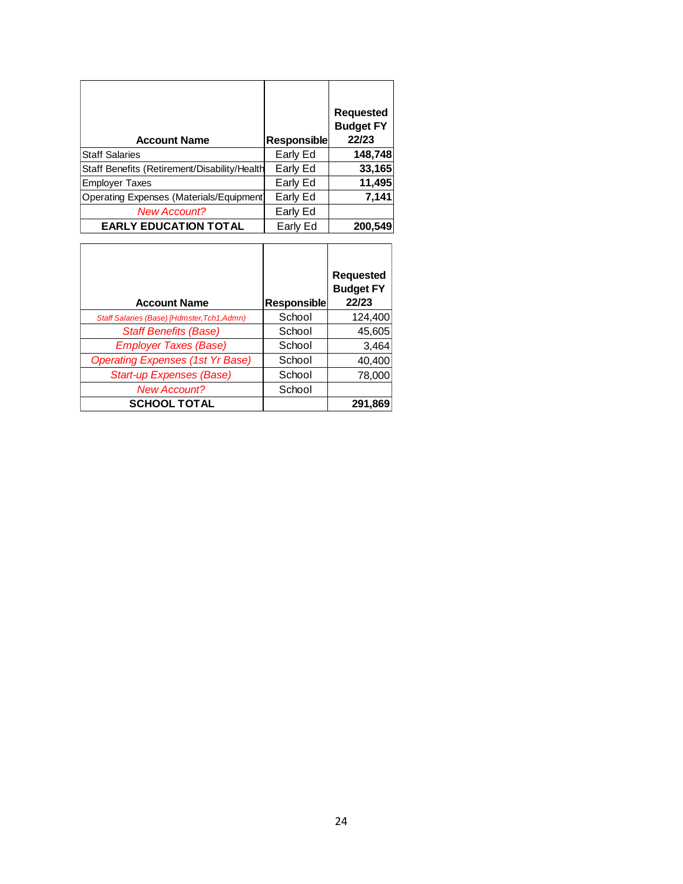| Account Name | Responsible | Requested Budget FY 22/23 |
|---|---|---|
| Staff Salaries | Early Ed | **148,748** |
| Staff Benefits (Retirement/Disability/Health | Early Ed | **33,165** |
| Employer Taxes | Early Ed | **11,495** |
| Operating Expenses (Materials/Equipment | Early Ed | **7,141** |
| *New Account?* | Early Ed | |
| **EARLY EDUCATION TOTAL** | Early Ed | **200,549** |

| Account Name | Responsible | Requested Budget FY 22/23 |
|---|---|---|
| *Staff Salaries (Base) [Hdmster,Tch1,Admn)* | School | 124,400 |
| *Staff Benefits (Base)* | School | 45,605 |
| *Employer Taxes (Base)* | School | 3,464 |
| *Operating Expenses (1st Yr Base)* | School | 40,400 |
| *Start-up Expenses (Base)* | School | 78,000 |
| *New Account?* | School | |
| **SCHOOL TOTAL** | | **291,869** |